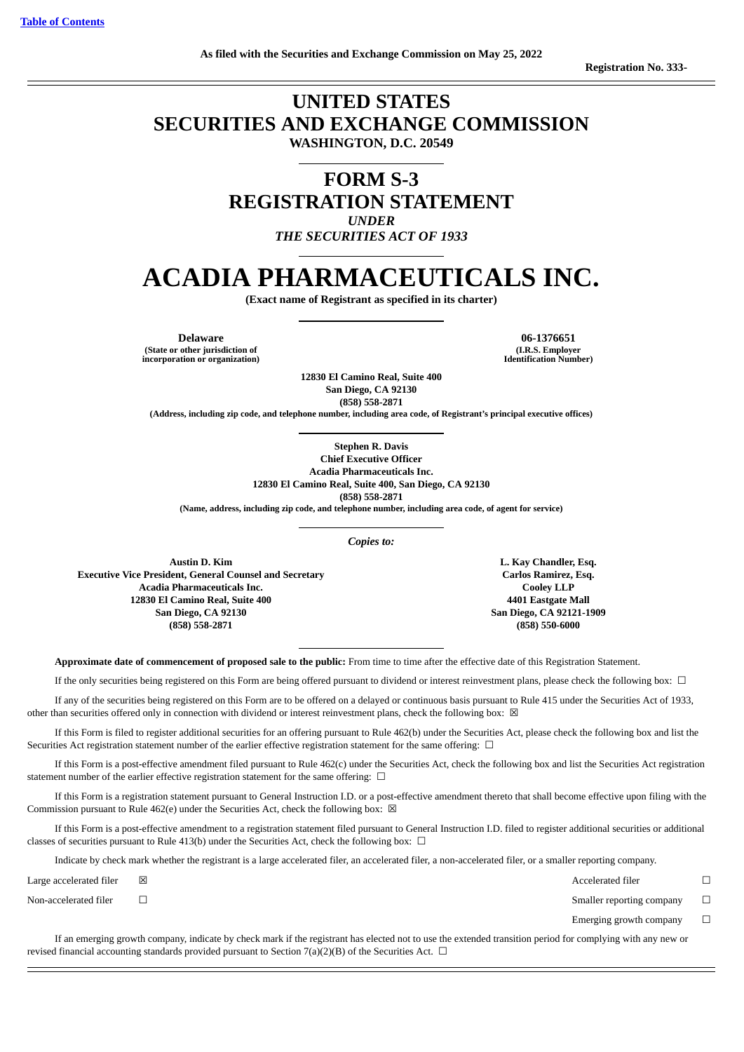Table of Contents

As filed with the Securities and Exchange Commission on May 25, 2022

Registration No. 333-

# UNITED STATES SECURITIES AND EXCHANGE COMMISSION

**WASHINGTON, D.C. 20549**

# FORM S-3 REGISTRATION STATEMENT

*UNDER*

*THE SECURITIES ACT OF 1933*

# ACADIA PHARMACEUTICALS INC.

**(Exact name of Registrant as specified in its charter)**

| **Delaware** | **06-1376651** |
|---|---|
| **(State or other jurisdiction of incorporation or organization)** | **(I.R.S. Employer Identification Number)** |

**12830 El Camino Real, Suite 400**
**San Diego, CA 92130**
**(858) 558-2871**
**(Address, including zip code, and telephone number, including area code, of Registrant's principal executive offices)**

**Stephen R. Davis**
**Chief Executive Officer**
**Acadia Pharmaceuticals Inc.**
**12830 El Camino Real, Suite 400, San Diego, CA 92130**
**(858) 558-2871**
**(Name, address, including zip code, and telephone number, including area code, of agent for service)**

*Copies to:*

| **Austin D. Kim** | **L. Kay Chandler, Esq.** |
|---|---|
| **Executive Vice President, General Counsel and Secretary** | **Carlos Ramirez, Esq.** |
| **Acadia Pharmaceuticals Inc.** | **Cooley LLP** |
| **12830 El Camino Real, Suite 400** | **4401 Eastgate Mall** |
| **San Diego, CA 92130** | **San Diego, CA 92121-1909** |
| **(858) 558-2871** | **(858) 550-6000** |

**Approximate date of commencement of proposed sale to the public:** From time to time after the effective date of this Registration Statement.

If the only securities being registered on this Form are being offered pursuant to dividend or interest reinvestment plans, please check the following box: ☐

If any of the securities being registered on this Form are to be offered on a delayed or continuous basis pursuant to Rule 415 under the Securities Act of 1933, other than securities offered only in connection with dividend or interest reinvestment plans, check the following box: ☒

If this Form is filed to register additional securities for an offering pursuant to Rule 462(b) under the Securities Act, please check the following box and list the Securities Act registration statement number of the earlier effective registration statement for the same offering: ☐

If this Form is a post-effective amendment filed pursuant to Rule 462(c) under the Securities Act, check the following box and list the Securities Act registration statement number of the earlier effective registration statement for the same offering: ☐

If this Form is a registration statement pursuant to General Instruction I.D. or a post-effective amendment thereto that shall become effective upon filing with the Commission pursuant to Rule 462(e) under the Securities Act, check the following box: ☒

If this Form is a post-effective amendment to a registration statement filed pursuant to General Instruction I.D. filed to register additional securities or additional classes of securities pursuant to Rule 413(b) under the Securities Act, check the following box: ☐

Indicate by check mark whether the registrant is a large accelerated filer, an accelerated filer, a non-accelerated filer, or a smaller reporting company.

| | | | |
|---|---|---|---|
| Large accelerated filer | ☒ | Accelerated filer | ☐ |
| Non-accelerated filer | ☐ | Smaller reporting company | ☐ |
| | | Emerging growth company | ☐ |

If an emerging growth company, indicate by check mark if the registrant has elected not to use the extended transition period for complying with any new or revised financial accounting standards provided pursuant to Section 7(a)(2)(B) of the Securities Act. ☐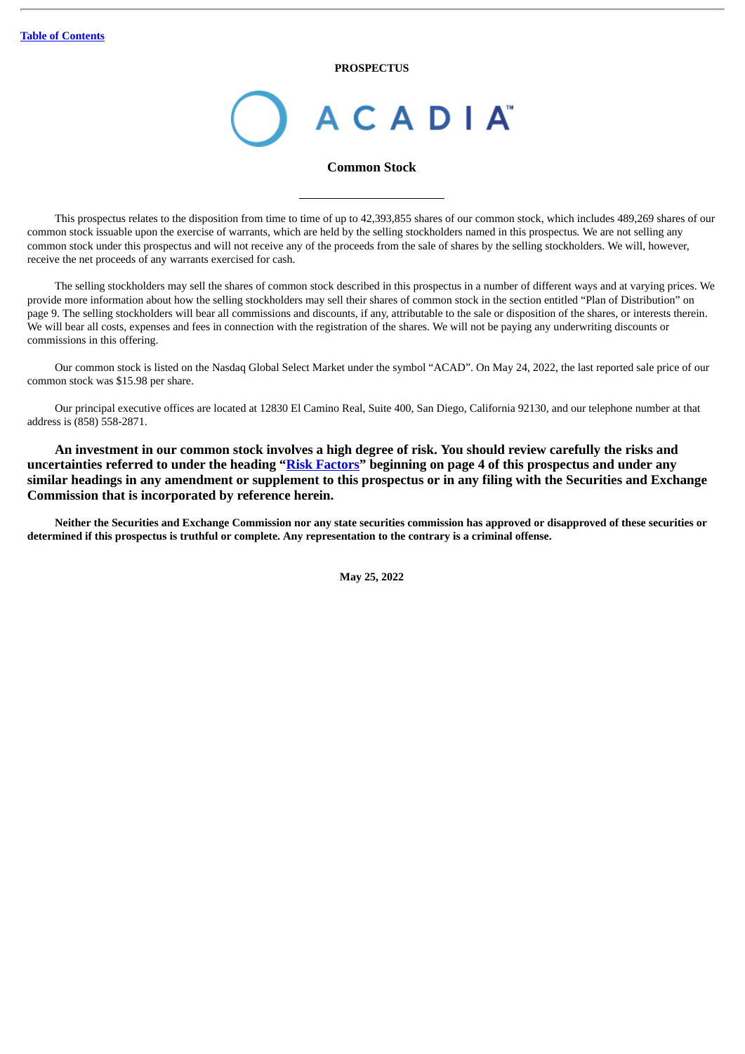Table of Contents

**PROSPECTUS**

# ACADIA

## Common Stock

---

This prospectus relates to the disposition from time to time of up to 42,393,855 shares of our common stock, which includes 489,269 shares of our common stock issuable upon the exercise of warrants, which are held by the selling stockholders named in this prospectus. We are not selling any common stock under this prospectus and will not receive any of the proceeds from the sale of shares by the selling stockholders. We will, however, receive the net proceeds of any warrants exercised for cash.

The selling stockholders may sell the shares of common stock described in this prospectus in a number of different ways and at varying prices. We provide more information about how the selling stockholders may sell their shares of common stock in the section entitled "Plan of Distribution" on page 9. The selling stockholders will bear all commissions and discounts, if any, attributable to the sale or disposition of the shares, or interests therein. We will bear all costs, expenses and fees in connection with the registration of the shares. We will not be paying any underwriting discounts or commissions in this offering.

Our common stock is listed on the Nasdaq Global Select Market under the symbol "ACAD". On May 24, 2022, the last reported sale price of our common stock was $15.98 per share.

Our principal executive offices are located at 12830 El Camino Real, Suite 400, San Diego, California 92130, and our telephone number at that address is (858) 558-2871.

**An investment in our common stock involves a high degree of risk. You should review carefully the risks and uncertainties referred to under the heading "Risk Factors" beginning on page 4 of this prospectus and under any similar headings in any amendment or supplement to this prospectus or in any filing with the Securities and Exchange Commission that is incorporated by reference herein.**

**Neither the Securities and Exchange Commission nor any state securities commission has approved or disapproved of these securities or determined if this prospectus is truthful or complete. Any representation to the contrary is a criminal offense.**

**May 25, 2022**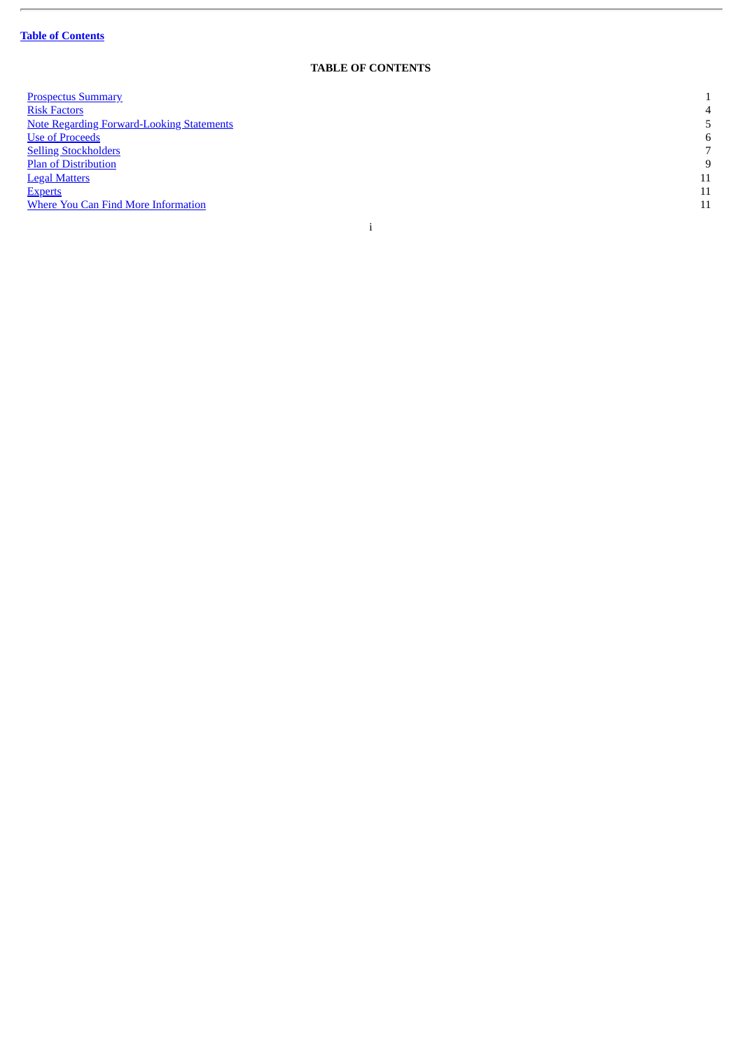**Table of Contents**

## TABLE OF CONTENTS

| | |
|---|---|
| Prospectus Summary | 1 |
| Risk Factors | 4 |
| Note Regarding Forward-Looking Statements | 5 |
| Use of Proceeds | 6 |
| Selling Stockholders | 7 |
| Plan of Distribution | 9 |
| Legal Matters | 11 |
| Experts | 11 |
| Where You Can Find More Information | 11 |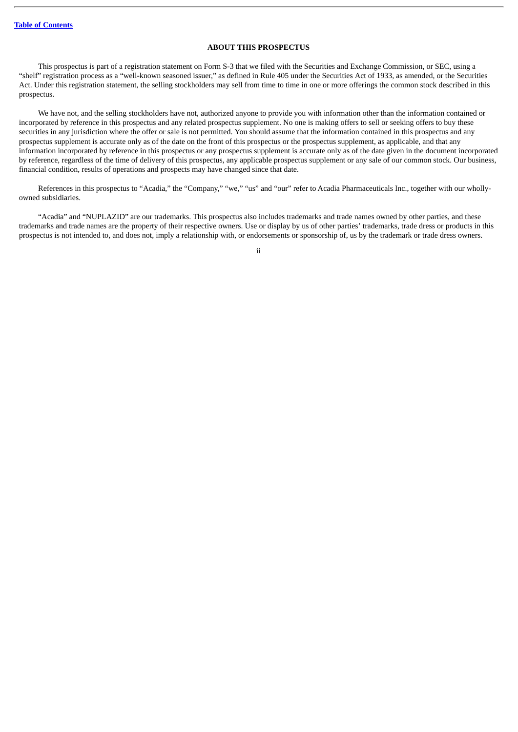## ABOUT THIS PROSPECTUS

This prospectus is part of a registration statement on Form S-3 that we filed with the Securities and Exchange Commission, or SEC, using a "shelf" registration process as a "well-known seasoned issuer," as defined in Rule 405 under the Securities Act of 1933, as amended, or the Securities Act. Under this registration statement, the selling stockholders may sell from time to time in one or more offerings the common stock described in this prospectus.

We have not, and the selling stockholders have not, authorized anyone to provide you with information other than the information contained or incorporated by reference in this prospectus and any related prospectus supplement. No one is making offers to sell or seeking offers to buy these securities in any jurisdiction where the offer or sale is not permitted. You should assume that the information contained in this prospectus and any prospectus supplement is accurate only as of the date on the front of this prospectus or the prospectus supplement, as applicable, and that any information incorporated by reference in this prospectus or any prospectus supplement is accurate only as of the date given in the document incorporated by reference, regardless of the time of delivery of this prospectus, any applicable prospectus supplement or any sale of our common stock. Our business, financial condition, results of operations and prospects may have changed since that date.

References in this prospectus to "Acadia," the "Company," "we," "us" and "our" refer to Acadia Pharmaceuticals Inc., together with our wholly-owned subsidiaries.

"Acadia" and "NUPLAZID" are our trademarks. This prospectus also includes trademarks and trade names owned by other parties, and these trademarks and trade names are the property of their respective owners. Use or display by us of other parties' trademarks, trade dress or products in this prospectus is not intended to, and does not, imply a relationship with, or endorsements or sponsorship of, us by the trademark or trade dress owners.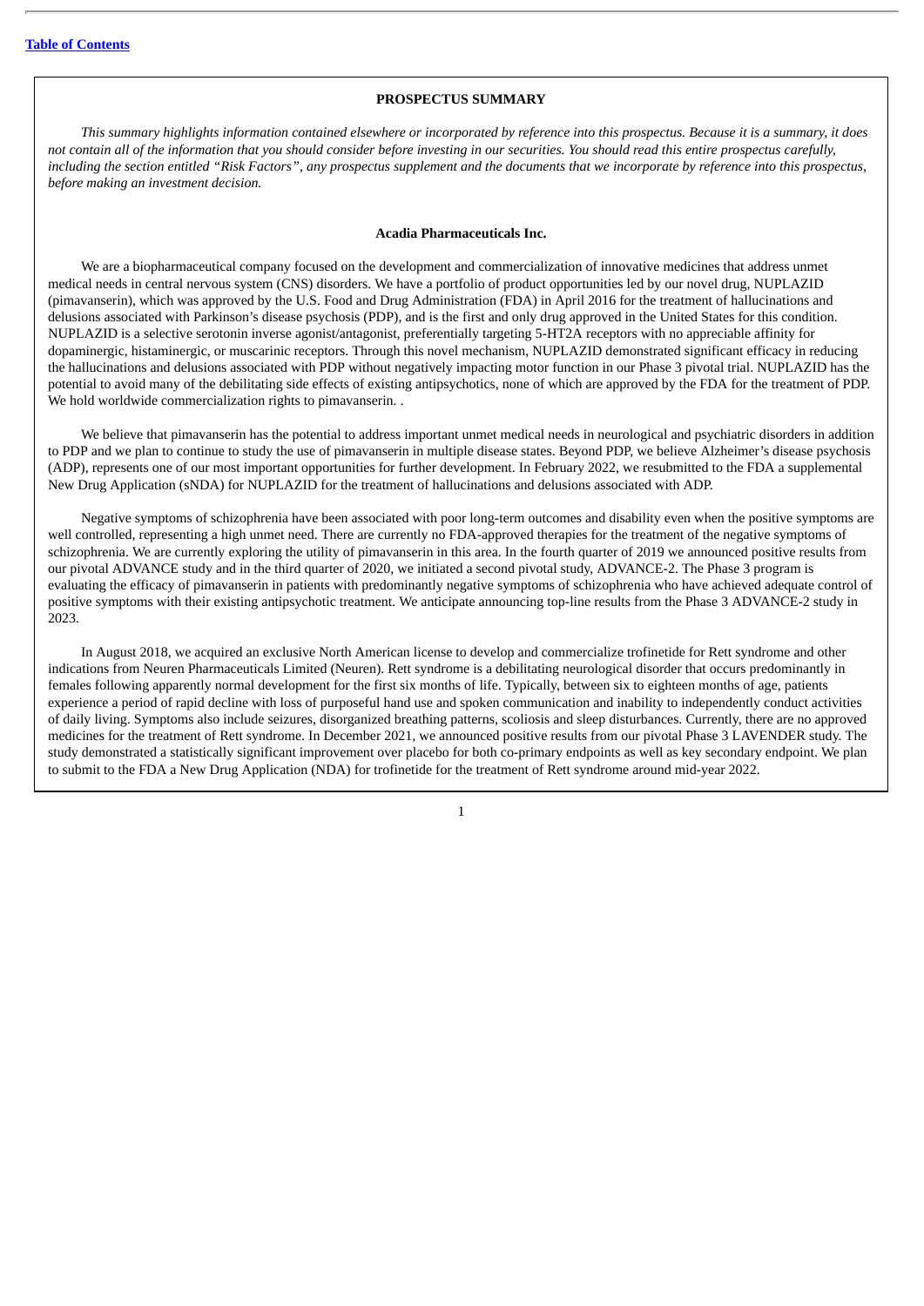## PROSPECTUS SUMMARY

*This summary highlights information contained elsewhere or incorporated by reference into this prospectus. Because it is a summary, it does not contain all of the information that you should consider before investing in our securities. You should read this entire prospectus carefully, including the section entitled "Risk Factors", any prospectus supplement and the documents that we incorporate by reference into this prospectus, before making an investment decision.*

### Acadia Pharmaceuticals Inc.

We are a biopharmaceutical company focused on the development and commercialization of innovative medicines that address unmet medical needs in central nervous system (CNS) disorders. We have a portfolio of product opportunities led by our novel drug, NUPLAZID (pimavanserin), which was approved by the U.S. Food and Drug Administration (FDA) in April 2016 for the treatment of hallucinations and delusions associated with Parkinson's disease psychosis (PDP), and is the first and only drug approved in the United States for this condition. NUPLAZID is a selective serotonin inverse agonist/antagonist, preferentially targeting 5-HT2A receptors with no appreciable affinity for dopaminergic, histaminergic, or muscarinic receptors. Through this novel mechanism, NUPLAZID demonstrated significant efficacy in reducing the hallucinations and delusions associated with PDP without negatively impacting motor function in our Phase 3 pivotal trial. NUPLAZID has the potential to avoid many of the debilitating side effects of existing antipsychotics, none of which are approved by the FDA for the treatment of PDP. We hold worldwide commercialization rights to pimavanserin. .

We believe that pimavanserin has the potential to address important unmet medical needs in neurological and psychiatric disorders in addition to PDP and we plan to continue to study the use of pimavanserin in multiple disease states. Beyond PDP, we believe Alzheimer's disease psychosis (ADP), represents one of our most important opportunities for further development. In February 2022, we resubmitted to the FDA a supplemental New Drug Application (sNDA) for NUPLAZID for the treatment of hallucinations and delusions associated with ADP.

Negative symptoms of schizophrenia have been associated with poor long-term outcomes and disability even when the positive symptoms are well controlled, representing a high unmet need. There are currently no FDA-approved therapies for the treatment of the negative symptoms of schizophrenia. We are currently exploring the utility of pimavanserin in this area. In the fourth quarter of 2019 we announced positive results from our pivotal ADVANCE study and in the third quarter of 2020, we initiated a second pivotal study, ADVANCE-2. The Phase 3 program is evaluating the efficacy of pimavanserin in patients with predominantly negative symptoms of schizophrenia who have achieved adequate control of positive symptoms with their existing antipsychotic treatment. We anticipate announcing top-line results from the Phase 3 ADVANCE-2 study in 2023.

In August 2018, we acquired an exclusive North American license to develop and commercialize trofinetide for Rett syndrome and other indications from Neuren Pharmaceuticals Limited (Neuren). Rett syndrome is a debilitating neurological disorder that occurs predominantly in females following apparently normal development for the first six months of life. Typically, between six to eighteen months of age, patients experience a period of rapid decline with loss of purposeful hand use and spoken communication and inability to independently conduct activities of daily living. Symptoms also include seizures, disorganized breathing patterns, scoliosis and sleep disturbances. Currently, there are no approved medicines for the treatment of Rett syndrome. In December 2021, we announced positive results from our pivotal Phase 3 LAVENDER study. The study demonstrated a statistically significant improvement over placebo for both co-primary endpoints as well as key secondary endpoint. We plan to submit to the FDA a New Drug Application (NDA) for trofinetide for the treatment of Rett syndrome around mid-year 2022.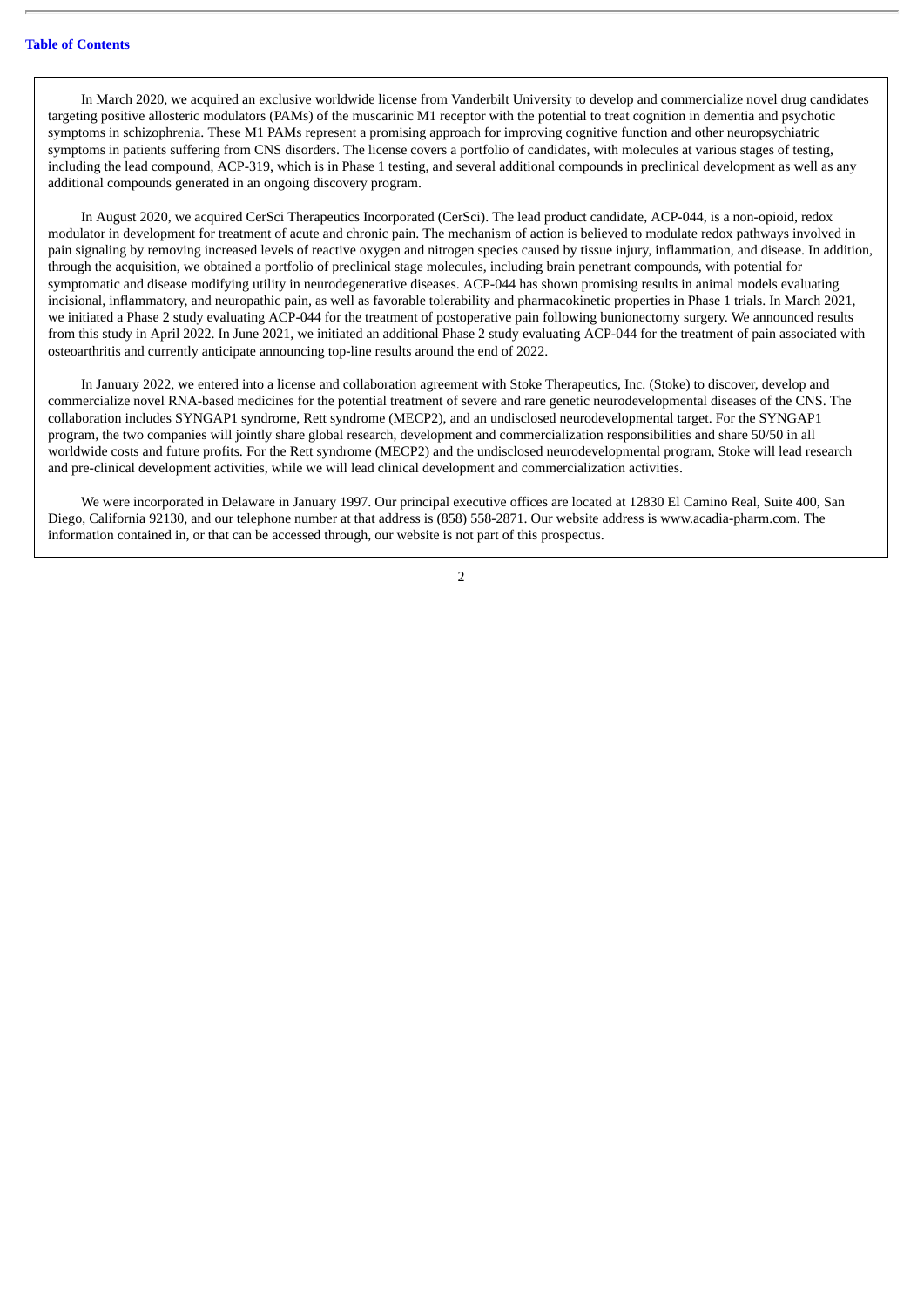In March 2020, we acquired an exclusive worldwide license from Vanderbilt University to develop and commercialize novel drug candidates targeting positive allosteric modulators (PAMs) of the muscarinic M1 receptor with the potential to treat cognition in dementia and psychotic symptoms in schizophrenia. These M1 PAMs represent a promising approach for improving cognitive function and other neuropsychiatric symptoms in patients suffering from CNS disorders. The license covers a portfolio of candidates, with molecules at various stages of testing, including the lead compound, ACP-319, which is in Phase 1 testing, and several additional compounds in preclinical development as well as any additional compounds generated in an ongoing discovery program.

In August 2020, we acquired CerSci Therapeutics Incorporated (CerSci). The lead product candidate, ACP-044, is a non-opioid, redox modulator in development for treatment of acute and chronic pain. The mechanism of action is believed to modulate redox pathways involved in pain signaling by removing increased levels of reactive oxygen and nitrogen species caused by tissue injury, inflammation, and disease. In addition, through the acquisition, we obtained a portfolio of preclinical stage molecules, including brain penetrant compounds, with potential for symptomatic and disease modifying utility in neurodegenerative diseases. ACP-044 has shown promising results in animal models evaluating incisional, inflammatory, and neuropathic pain, as well as favorable tolerability and pharmacokinetic properties in Phase 1 trials. In March 2021, we initiated a Phase 2 study evaluating ACP-044 for the treatment of postoperative pain following bunionectomy surgery. We announced results from this study in April 2022. In June 2021, we initiated an additional Phase 2 study evaluating ACP-044 for the treatment of pain associated with osteoarthritis and currently anticipate announcing top-line results around the end of 2022.

In January 2022, we entered into a license and collaboration agreement with Stoke Therapeutics, Inc. (Stoke) to discover, develop and commercialize novel RNA-based medicines for the potential treatment of severe and rare genetic neurodevelopmental diseases of the CNS. The collaboration includes SYNGAP1 syndrome, Rett syndrome (MECP2), and an undisclosed neurodevelopmental target. For the SYNGAP1 program, the two companies will jointly share global research, development and commercialization responsibilities and share 50/50 in all worldwide costs and future profits. For the Rett syndrome (MECP2) and the undisclosed neurodevelopmental program, Stoke will lead research and pre-clinical development activities, while we will lead clinical development and commercialization activities.

We were incorporated in Delaware in January 1997. Our principal executive offices are located at 12830 El Camino Real, Suite 400, San Diego, California 92130, and our telephone number at that address is (858) 558-2871. Our website address is www.acadia-pharm.com. The information contained in, or that can be accessed through, our website is not part of this prospectus.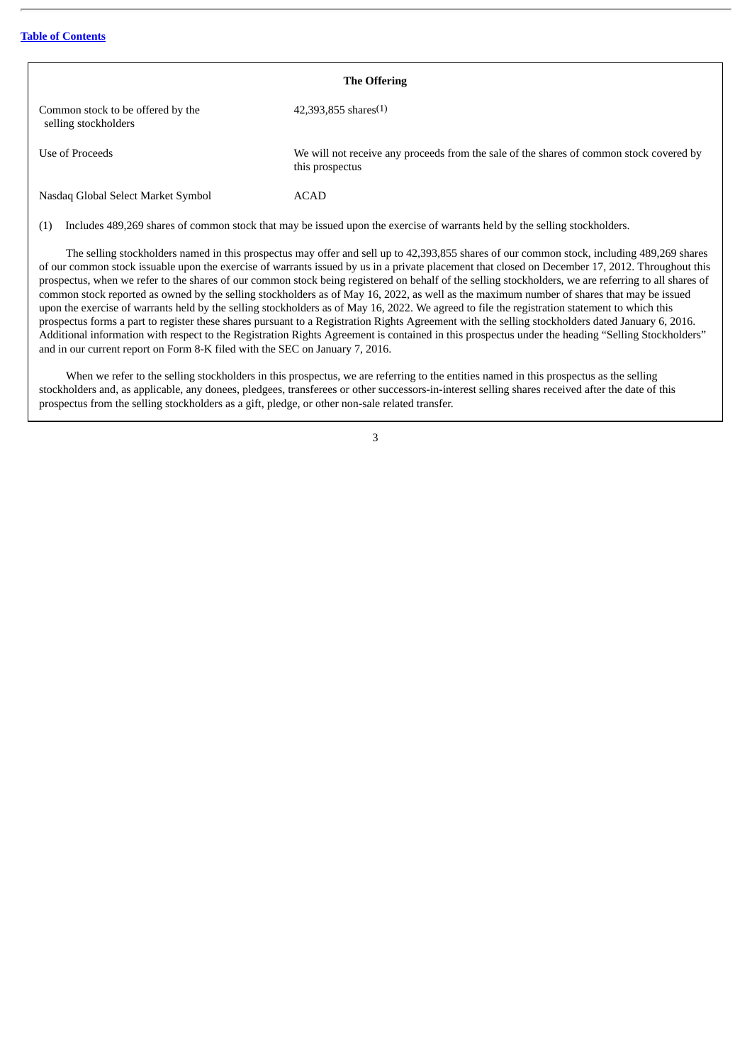## The Offering

| | |
|---|---|
| Common stock to be offered by the selling stockholders | 42,393,855 shares[(1)] |
| Use of Proceeds | We will not receive any proceeds from the sale of the shares of common stock covered by this prospectus |
| Nasdaq Global Select Market Symbol | ACAD |

(1) Includes 489,269 shares of common stock that may be issued upon the exercise of warrants held by the selling stockholders.

The selling stockholders named in this prospectus may offer and sell up to 42,393,855 shares of our common stock, including 489,269 shares of our common stock issuable upon the exercise of warrants issued by us in a private placement that closed on December 17, 2012. Throughout this prospectus, when we refer to the shares of our common stock being registered on behalf of the selling stockholders, we are referring to all shares of common stock reported as owned by the selling stockholders as of May 16, 2022, as well as the maximum number of shares that may be issued upon the exercise of warrants held by the selling stockholders as of May 16, 2022. We agreed to file the registration statement to which this prospectus forms a part to register these shares pursuant to a Registration Rights Agreement with the selling stockholders dated January 6, 2016. Additional information with respect to the Registration Rights Agreement is contained in this prospectus under the heading "Selling Stockholders" and in our current report on Form 8-K filed with the SEC on January 7, 2016.

When we refer to the selling stockholders in this prospectus, we are referring to the entities named in this prospectus as the selling stockholders and, as applicable, any donees, pledgees, transferees or other successors-in-interest selling shares received after the date of this prospectus from the selling stockholders as a gift, pledge, or other non-sale related transfer.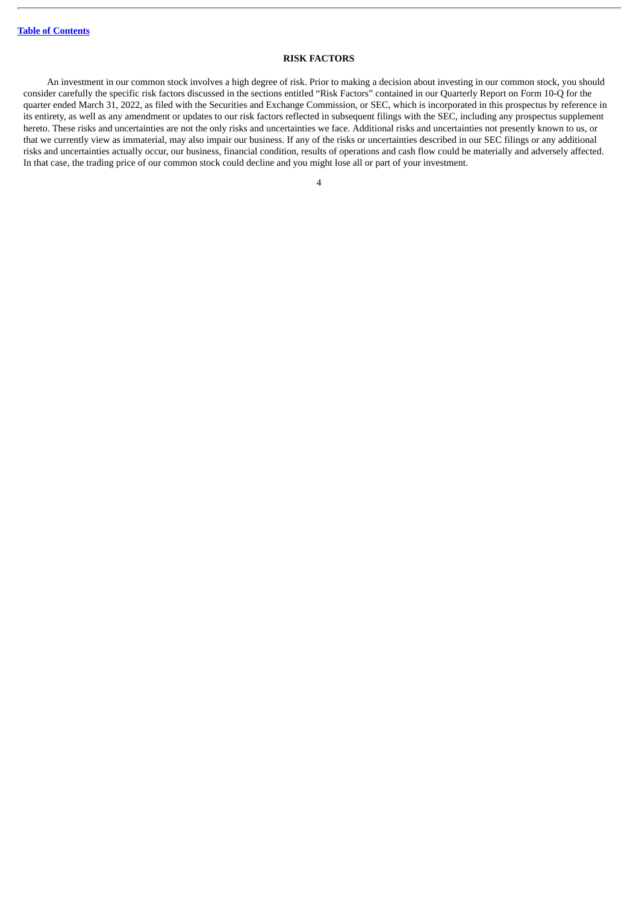# RISK FACTORS

An investment in our common stock involves a high degree of risk. Prior to making a decision about investing in our common stock, you should consider carefully the specific risk factors discussed in the sections entitled "Risk Factors" contained in our Quarterly Report on Form 10-Q for the quarter ended March 31, 2022, as filed with the Securities and Exchange Commission, or SEC, which is incorporated in this prospectus by reference in its entirety, as well as any amendment or updates to our risk factors reflected in subsequent filings with the SEC, including any prospectus supplement hereto. These risks and uncertainties are not the only risks and uncertainties we face. Additional risks and uncertainties not presently known to us, or that we currently view as immaterial, may also impair our business. If any of the risks or uncertainties described in our SEC filings or any additional risks and uncertainties actually occur, our business, financial condition, results of operations and cash flow could be materially and adversely affected. In that case, the trading price of our common stock could decline and you might lose all or part of your investment.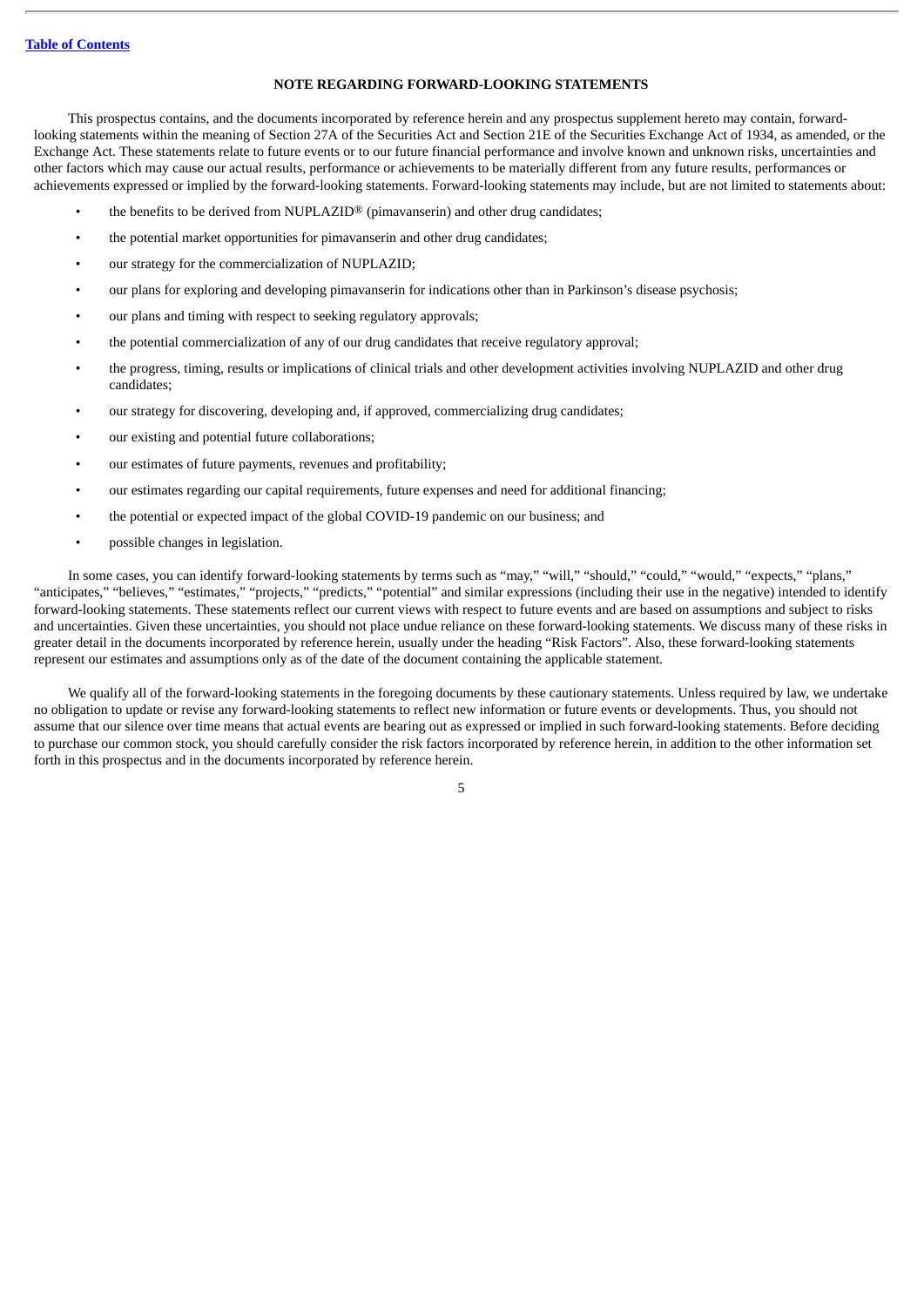[Table of Contents](#)

## NOTE REGARDING FORWARD-LOOKING STATEMENTS

This prospectus contains, and the documents incorporated by reference herein and any prospectus supplement hereto may contain, forward-looking statements within the meaning of Section 27A of the Securities Act and Section 21E of the Securities Exchange Act of 1934, as amended, or the Exchange Act. These statements relate to future events or to our future financial performance and involve known and unknown risks, uncertainties and other factors which may cause our actual results, performance or achievements to be materially different from any future results, performances or achievements expressed or implied by the forward-looking statements. Forward-looking statements may include, but are not limited to statements about:

- the benefits to be derived from NUPLAZID® (pimavanserin) and other drug candidates;
- the potential market opportunities for pimavanserin and other drug candidates;
- our strategy for the commercialization of NUPLAZID;
- our plans for exploring and developing pimavanserin for indications other than in Parkinson's disease psychosis;
- our plans and timing with respect to seeking regulatory approvals;
- the potential commercialization of any of our drug candidates that receive regulatory approval;
- the progress, timing, results or implications of clinical trials and other development activities involving NUPLAZID and other drug candidates;
- our strategy for discovering, developing and, if approved, commercializing drug candidates;
- our existing and potential future collaborations;
- our estimates of future payments, revenues and profitability;
- our estimates regarding our capital requirements, future expenses and need for additional financing;
- the potential or expected impact of the global COVID-19 pandemic on our business; and
- possible changes in legislation.

In some cases, you can identify forward-looking statements by terms such as "may," "will," "should," "could," "would," "expects," "plans," "anticipates," "believes," "estimates," "projects," "predicts," "potential" and similar expressions (including their use in the negative) intended to identify forward-looking statements. These statements reflect our current views with respect to future events and are based on assumptions and subject to risks and uncertainties. Given these uncertainties, you should not place undue reliance on these forward-looking statements. We discuss many of these risks in greater detail in the documents incorporated by reference herein, usually under the heading "Risk Factors". Also, these forward-looking statements represent our estimates and assumptions only as of the date of the document containing the applicable statement.

We qualify all of the forward-looking statements in the foregoing documents by these cautionary statements. Unless required by law, we undertake no obligation to update or revise any forward-looking statements to reflect new information or future events or developments. Thus, you should not assume that our silence over time means that actual events are bearing out as expressed or implied in such forward-looking statements. Before deciding to purchase our common stock, you should carefully consider the risk factors incorporated by reference herein, in addition to the other information set forth in this prospectus and in the documents incorporated by reference herein.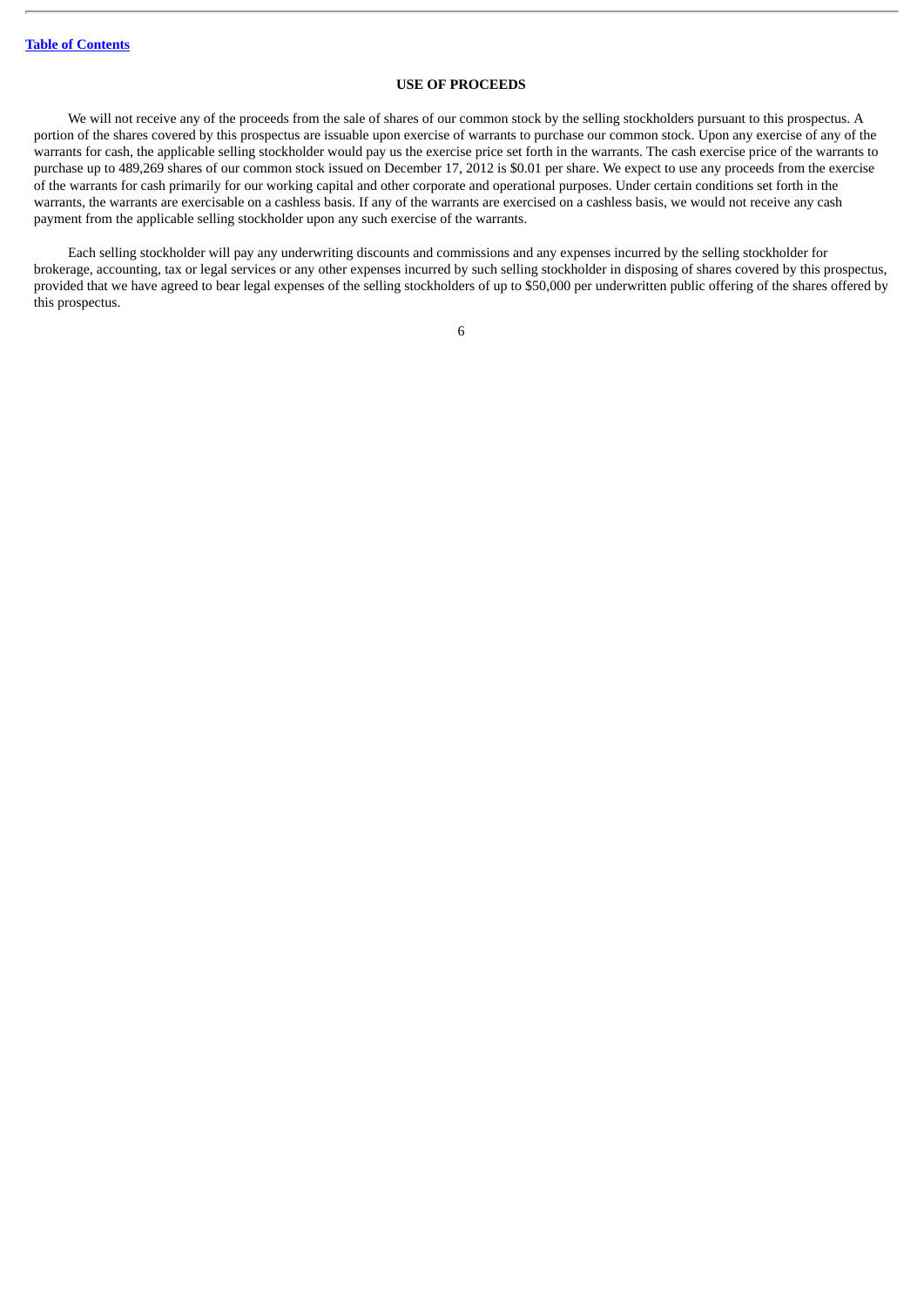## USE OF PROCEEDS

We will not receive any of the proceeds from the sale of shares of our common stock by the selling stockholders pursuant to this prospectus. A portion of the shares covered by this prospectus are issuable upon exercise of warrants to purchase our common stock. Upon any exercise of any of the warrants for cash, the applicable selling stockholder would pay us the exercise price set forth in the warrants. The cash exercise price of the warrants to purchase up to 489,269 shares of our common stock issued on December 17, 2012 is $0.01 per share. We expect to use any proceeds from the exercise of the warrants for cash primarily for our working capital and other corporate and operational purposes. Under certain conditions set forth in the warrants, the warrants are exercisable on a cashless basis. If any of the warrants are exercised on a cashless basis, we would not receive any cash payment from the applicable selling stockholder upon any such exercise of the warrants.

Each selling stockholder will pay any underwriting discounts and commissions and any expenses incurred by the selling stockholder for brokerage, accounting, tax or legal services or any other expenses incurred by such selling stockholder in disposing of shares covered by this prospectus, provided that we have agreed to bear legal expenses of the selling stockholders of up to $50,000 per underwritten public offering of the shares offered by this prospectus.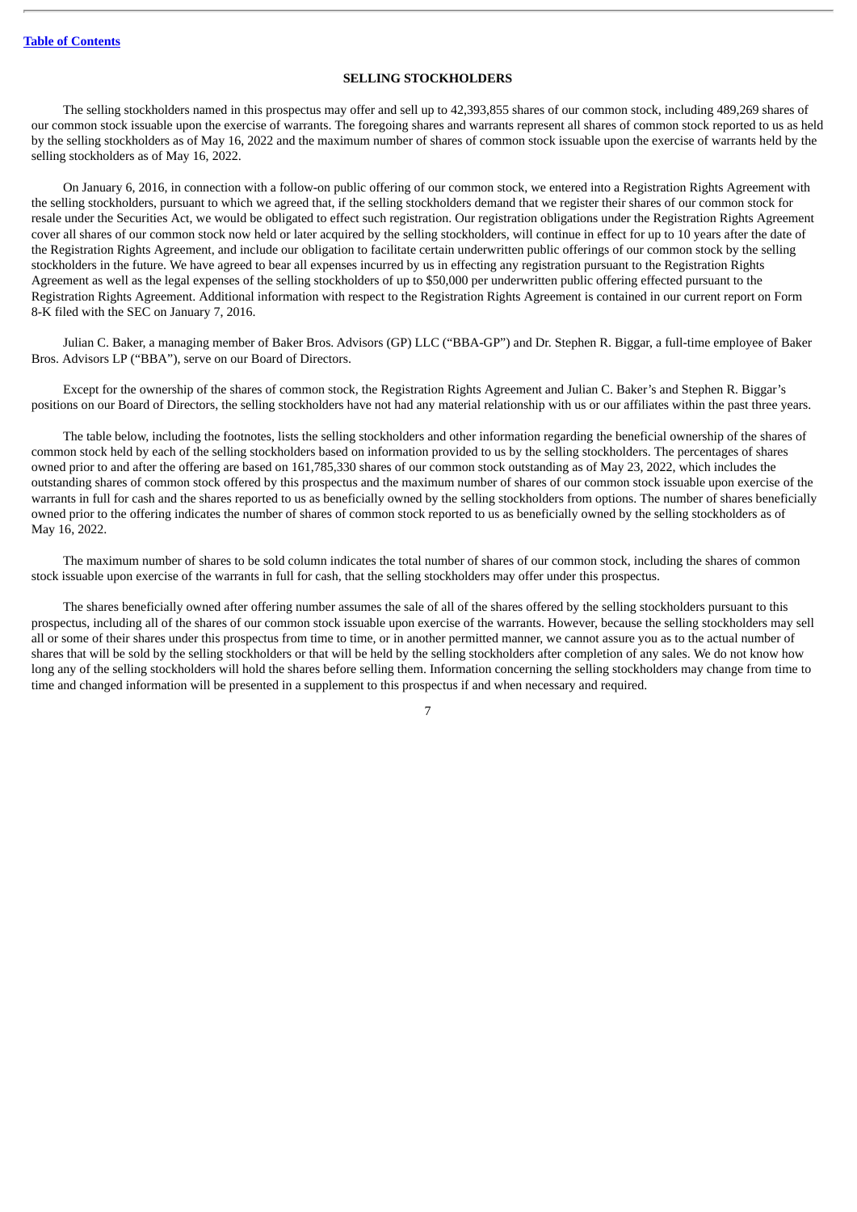## SELLING STOCKHOLDERS

The selling stockholders named in this prospectus may offer and sell up to 42,393,855 shares of our common stock, including 489,269 shares of our common stock issuable upon the exercise of warrants. The foregoing shares and warrants represent all shares of common stock reported to us as held by the selling stockholders as of May 16, 2022 and the maximum number of shares of common stock issuable upon the exercise of warrants held by the selling stockholders as of May 16, 2022.

On January 6, 2016, in connection with a follow-on public offering of our common stock, we entered into a Registration Rights Agreement with the selling stockholders, pursuant to which we agreed that, if the selling stockholders demand that we register their shares of our common stock for resale under the Securities Act, we would be obligated to effect such registration. Our registration obligations under the Registration Rights Agreement cover all shares of our common stock now held or later acquired by the selling stockholders, will continue in effect for up to 10 years after the date of the Registration Rights Agreement, and include our obligation to facilitate certain underwritten public offerings of our common stock by the selling stockholders in the future. We have agreed to bear all expenses incurred by us in effecting any registration pursuant to the Registration Rights Agreement as well as the legal expenses of the selling stockholders of up to $50,000 per underwritten public offering effected pursuant to the Registration Rights Agreement. Additional information with respect to the Registration Rights Agreement is contained in our current report on Form 8-K filed with the SEC on January 7, 2016.

Julian C. Baker, a managing member of Baker Bros. Advisors (GP) LLC ("BBA-GP") and Dr. Stephen R. Biggar, a full-time employee of Baker Bros. Advisors LP ("BBA"), serve on our Board of Directors.

Except for the ownership of the shares of common stock, the Registration Rights Agreement and Julian C. Baker's and Stephen R. Biggar's positions on our Board of Directors, the selling stockholders have not had any material relationship with us or our affiliates within the past three years.

The table below, including the footnotes, lists the selling stockholders and other information regarding the beneficial ownership of the shares of common stock held by each of the selling stockholders based on information provided to us by the selling stockholders. The percentages of shares owned prior to and after the offering are based on 161,785,330 shares of our common stock outstanding as of May 23, 2022, which includes the outstanding shares of common stock offered by this prospectus and the maximum number of shares of our common stock issuable upon exercise of the warrants in full for cash and the shares reported to us as beneficially owned by the selling stockholders from options. The number of shares beneficially owned prior to the offering indicates the number of shares of common stock reported to us as beneficially owned by the selling stockholders as of May 16, 2022.

The maximum number of shares to be sold column indicates the total number of shares of our common stock, including the shares of common stock issuable upon exercise of the warrants in full for cash, that the selling stockholders may offer under this prospectus.

The shares beneficially owned after offering number assumes the sale of all of the shares offered by the selling stockholders pursuant to this prospectus, including all of the shares of our common stock issuable upon exercise of the warrants. However, because the selling stockholders may sell all or some of their shares under this prospectus from time to time, or in another permitted manner, we cannot assure you as to the actual number of shares that will be sold by the selling stockholders or that will be held by the selling stockholders after completion of any sales. We do not know how long any of the selling stockholders will hold the shares before selling them. Information concerning the selling stockholders may change from time to time and changed information will be presented in a supplement to this prospectus if and when necessary and required.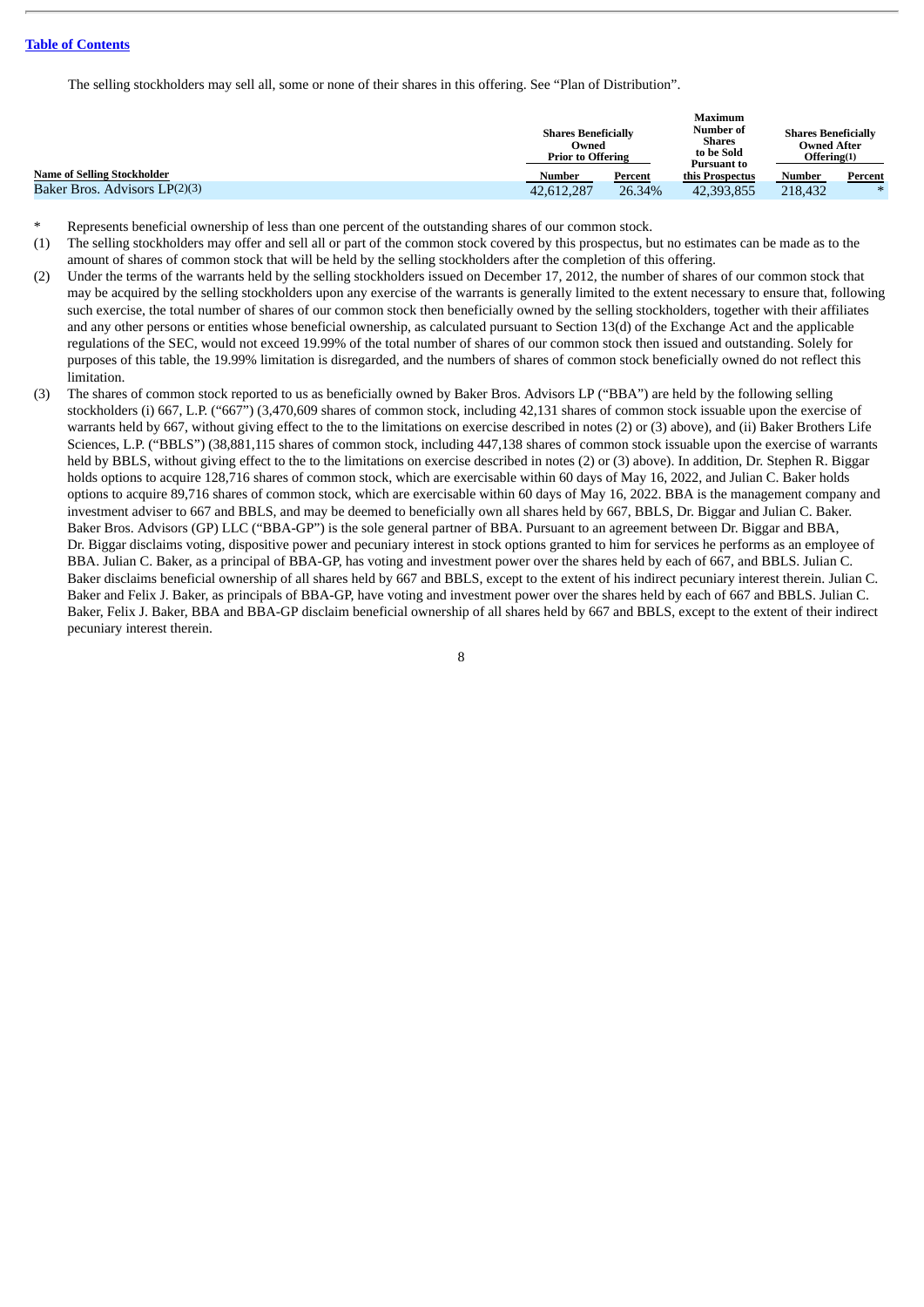[Table of Contents](#)

The selling stockholders may sell all, some or none of their shares in this offering. See “Plan of Distribution”.

| Name of Selling Stockholder | Shares Beneficially Owned Prior to Offering | | Maximum Number of Shares to be Sold Pursuant to this Prospectus | Shares Beneficially Owned After Offering(1) | |
|---|---|---|---|---|---|
| | Number | Percent | | Number | Percent |
| Baker Bros. Advisors LP(2)(3) | 42,612,287 | 26.34% | 42,393,855 | 218,432 | * |

\* Represents beneficial ownership of less than one percent of the outstanding shares of our common stock.

(1) The selling stockholders may offer and sell all or part of the common stock covered by this prospectus, but no estimates can be made as to the amount of shares of common stock that will be held by the selling stockholders after the completion of this offering.

(2) Under the terms of the warrants held by the selling stockholders issued on December 17, 2012, the number of shares of our common stock that may be acquired by the selling stockholders upon any exercise of the warrants is generally limited to the extent necessary to ensure that, following such exercise, the total number of shares of our common stock then beneficially owned by the selling stockholders, together with their affiliates and any other persons or entities whose beneficial ownership, as calculated pursuant to Section 13(d) of the Exchange Act and the applicable regulations of the SEC, would not exceed 19.99% of the total number of shares of our common stock then issued and outstanding. Solely for purposes of this table, the 19.99% limitation is disregarded, and the numbers of shares of common stock beneficially owned do not reflect this limitation.

(3) The shares of common stock reported to us as beneficially owned by Baker Bros. Advisors LP (“BBA”) are held by the following selling stockholders (i) 667, L.P. (“667”) (3,470,609 shares of common stock, including 42,131 shares of common stock issuable upon the exercise of warrants held by 667, without giving effect to the to the limitations on exercise described in notes (2) or (3) above), and (ii) Baker Brothers Life Sciences, L.P. (“BBLS”) (38,881,115 shares of common stock, including 447,138 shares of common stock issuable upon the exercise of warrants held by BBLS, without giving effect to the to the limitations on exercise described in notes (2) or (3) above). In addition, Dr. Stephen R. Biggar holds options to acquire 128,716 shares of common stock, which are exercisable within 60 days of May 16, 2022, and Julian C. Baker holds options to acquire 89,716 shares of common stock, which are exercisable within 60 days of May 16, 2022. BBA is the management company and investment adviser to 667 and BBLS, and may be deemed to beneficially own all shares held by 667, BBLS, Dr. Biggar and Julian C. Baker. Baker Bros. Advisors (GP) LLC (“BBA-GP”) is the sole general partner of BBA. Pursuant to an agreement between Dr. Biggar and BBA, Dr. Biggar disclaims voting, dispositive power and pecuniary interest in stock options granted to him for services he performs as an employee of BBA. Julian C. Baker, as a principal of BBA-GP, has voting and investment power over the shares held by each of 667, and BBLS. Julian C. Baker disclaims beneficial ownership of all shares held by 667 and BBLS, except to the extent of his indirect pecuniary interest therein. Julian C. Baker and Felix J. Baker, as principals of BBA-GP, have voting and investment power over the shares held by each of 667 and BBLS. Julian C. Baker, Felix J. Baker, BBA and BBA-GP disclaim beneficial ownership of all shares held by 667 and BBLS, except to the extent of their indirect pecuniary interest therein.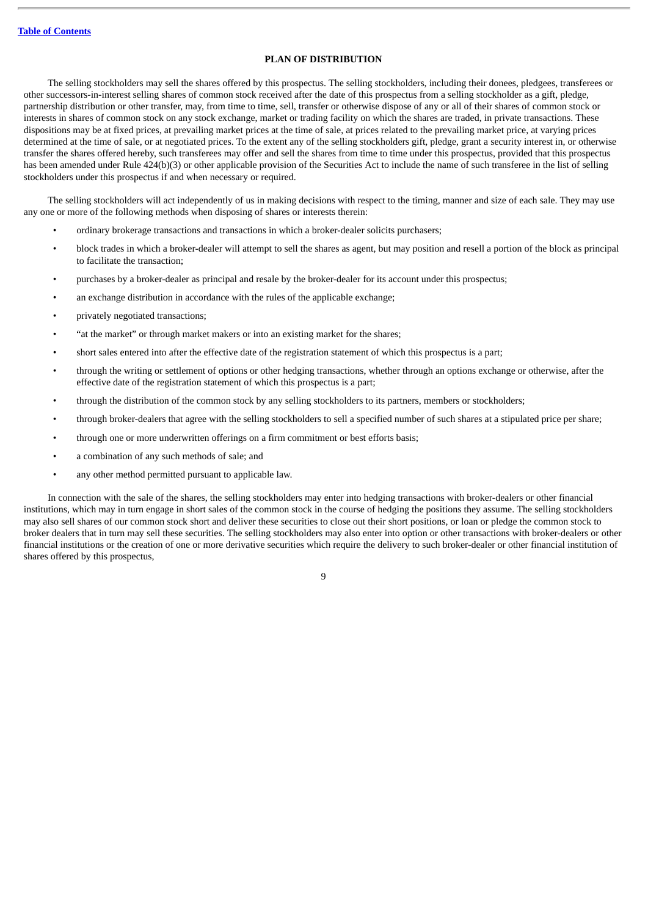## PLAN OF DISTRIBUTION

The selling stockholders may sell the shares offered by this prospectus. The selling stockholders, including their donees, pledgees, transferees or other successors-in-interest selling shares of common stock received after the date of this prospectus from a selling stockholder as a gift, pledge, partnership distribution or other transfer, may, from time to time, sell, transfer or otherwise dispose of any or all of their shares of common stock or interests in shares of common stock on any stock exchange, market or trading facility on which the shares are traded, in private transactions. These dispositions may be at fixed prices, at prevailing market prices at the time of sale, at prices related to the prevailing market price, at varying prices determined at the time of sale, or at negotiated prices. To the extent any of the selling stockholders gift, pledge, grant a security interest in, or otherwise transfer the shares offered hereby, such transferees may offer and sell the shares from time to time under this prospectus, provided that this prospectus has been amended under Rule 424(b)(3) or other applicable provision of the Securities Act to include the name of such transferee in the list of selling stockholders under this prospectus if and when necessary or required.

The selling stockholders will act independently of us in making decisions with respect to the timing, manner and size of each sale. They may use any one or more of the following methods when disposing of shares or interests therein:

- ordinary brokerage transactions and transactions in which a broker-dealer solicits purchasers;
- block trades in which a broker-dealer will attempt to sell the shares as agent, but may position and resell a portion of the block as principal to facilitate the transaction;
- purchases by a broker-dealer as principal and resale by the broker-dealer for its account under this prospectus;
- an exchange distribution in accordance with the rules of the applicable exchange;
- privately negotiated transactions;
- "at the market" or through market makers or into an existing market for the shares;
- short sales entered into after the effective date of the registration statement of which this prospectus is a part;
- through the writing or settlement of options or other hedging transactions, whether through an options exchange or otherwise, after the effective date of the registration statement of which this prospectus is a part;
- through the distribution of the common stock by any selling stockholders to its partners, members or stockholders;
- through broker-dealers that agree with the selling stockholders to sell a specified number of such shares at a stipulated price per share;
- through one or more underwritten offerings on a firm commitment or best efforts basis;
- a combination of any such methods of sale; and
- any other method permitted pursuant to applicable law.

In connection with the sale of the shares, the selling stockholders may enter into hedging transactions with broker-dealers or other financial institutions, which may in turn engage in short sales of the common stock in the course of hedging the positions they assume. The selling stockholders may also sell shares of our common stock short and deliver these securities to close out their short positions, or loan or pledge the common stock to broker dealers that in turn may sell these securities. The selling stockholders may also enter into option or other transactions with broker-dealers or other financial institutions or the creation of one or more derivative securities which require the delivery to such broker-dealer or other financial institution of shares offered by this prospectus,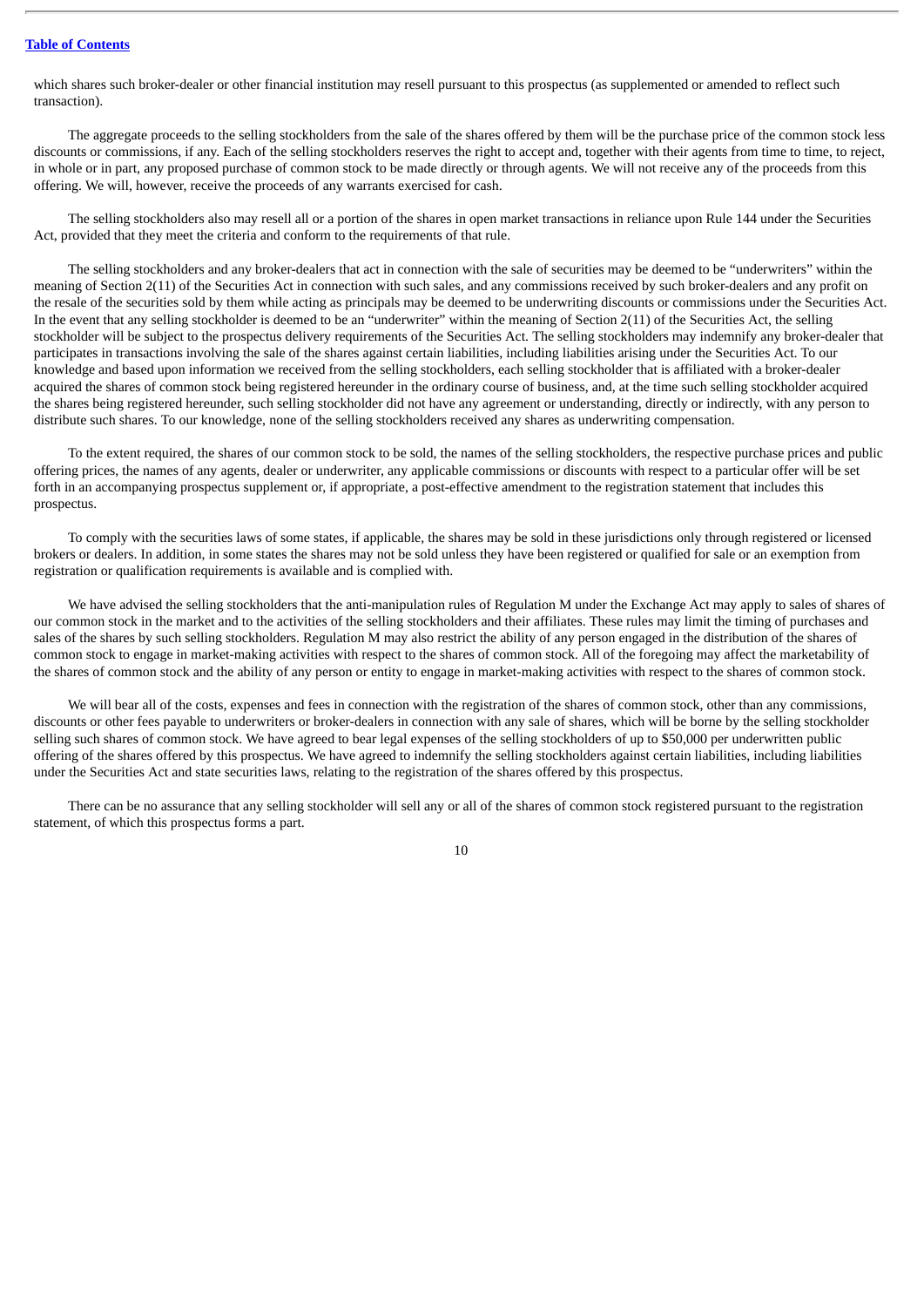which shares such broker-dealer or other financial institution may resell pursuant to this prospectus (as supplemented or amended to reflect such transaction).

The aggregate proceeds to the selling stockholders from the sale of the shares offered by them will be the purchase price of the common stock less discounts or commissions, if any. Each of the selling stockholders reserves the right to accept and, together with their agents from time to time, to reject, in whole or in part, any proposed purchase of common stock to be made directly or through agents. We will not receive any of the proceeds from this offering. We will, however, receive the proceeds of any warrants exercised for cash.

The selling stockholders also may resell all or a portion of the shares in open market transactions in reliance upon Rule 144 under the Securities Act, provided that they meet the criteria and conform to the requirements of that rule.

The selling stockholders and any broker-dealers that act in connection with the sale of securities may be deemed to be "underwriters" within the meaning of Section 2(11) of the Securities Act in connection with such sales, and any commissions received by such broker-dealers and any profit on the resale of the securities sold by them while acting as principals may be deemed to be underwriting discounts or commissions under the Securities Act. In the event that any selling stockholder is deemed to be an "underwriter" within the meaning of Section 2(11) of the Securities Act, the selling stockholder will be subject to the prospectus delivery requirements of the Securities Act. The selling stockholders may indemnify any broker-dealer that participates in transactions involving the sale of the shares against certain liabilities, including liabilities arising under the Securities Act. To our knowledge and based upon information we received from the selling stockholders, each selling stockholder that is affiliated with a broker-dealer acquired the shares of common stock being registered hereunder in the ordinary course of business, and, at the time such selling stockholder acquired the shares being registered hereunder, such selling stockholder did not have any agreement or understanding, directly or indirectly, with any person to distribute such shares. To our knowledge, none of the selling stockholders received any shares as underwriting compensation.

To the extent required, the shares of our common stock to be sold, the names of the selling stockholders, the respective purchase prices and public offering prices, the names of any agents, dealer or underwriter, any applicable commissions or discounts with respect to a particular offer will be set forth in an accompanying prospectus supplement or, if appropriate, a post-effective amendment to the registration statement that includes this prospectus.

To comply with the securities laws of some states, if applicable, the shares may be sold in these jurisdictions only through registered or licensed brokers or dealers. In addition, in some states the shares may not be sold unless they have been registered or qualified for sale or an exemption from registration or qualification requirements is available and is complied with.

We have advised the selling stockholders that the anti-manipulation rules of Regulation M under the Exchange Act may apply to sales of shares of our common stock in the market and to the activities of the selling stockholders and their affiliates. These rules may limit the timing of purchases and sales of the shares by such selling stockholders. Regulation M may also restrict the ability of any person engaged in the distribution of the shares of common stock to engage in market-making activities with respect to the shares of common stock. All of the foregoing may affect the marketability of the shares of common stock and the ability of any person or entity to engage in market-making activities with respect to the shares of common stock.

We will bear all of the costs, expenses and fees in connection with the registration of the shares of common stock, other than any commissions, discounts or other fees payable to underwriters or broker-dealers in connection with any sale of shares, which will be borne by the selling stockholder selling such shares of common stock. We have agreed to bear legal expenses of the selling stockholders of up to $50,000 per underwritten public offering of the shares offered by this prospectus. We have agreed to indemnify the selling stockholders against certain liabilities, including liabilities under the Securities Act and state securities laws, relating to the registration of the shares offered by this prospectus.

There can be no assurance that any selling stockholder will sell any or all of the shares of common stock registered pursuant to the registration statement, of which this prospectus forms a part.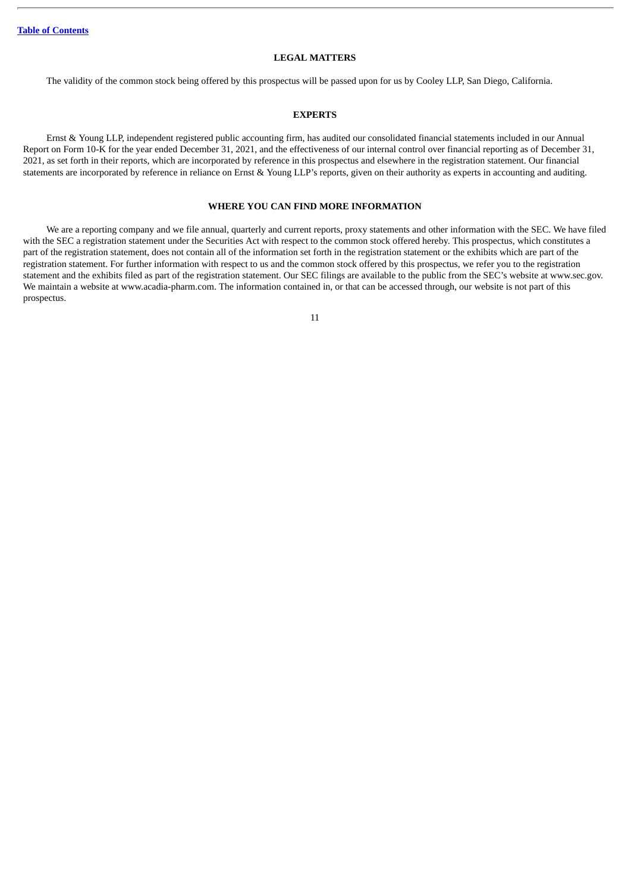## LEGAL MATTERS

The validity of the common stock being offered by this prospectus will be passed upon for us by Cooley LLP, San Diego, California.

## EXPERTS

Ernst & Young LLP, independent registered public accounting firm, has audited our consolidated financial statements included in our Annual Report on Form 10-K for the year ended December 31, 2021, and the effectiveness of our internal control over financial reporting as of December 31, 2021, as set forth in their reports, which are incorporated by reference in this prospectus and elsewhere in the registration statement. Our financial statements are incorporated by reference in reliance on Ernst & Young LLP's reports, given on their authority as experts in accounting and auditing.

## WHERE YOU CAN FIND MORE INFORMATION

We are a reporting company and we file annual, quarterly and current reports, proxy statements and other information with the SEC. We have filed with the SEC a registration statement under the Securities Act with respect to the common stock offered hereby. This prospectus, which constitutes a part of the registration statement, does not contain all of the information set forth in the registration statement or the exhibits which are part of the registration statement. For further information with respect to us and the common stock offered by this prospectus, we refer you to the registration statement and the exhibits filed as part of the registration statement. Our SEC filings are available to the public from the SEC's website at www.sec.gov. We maintain a website at www.acadia-pharm.com. The information contained in, or that can be accessed through, our website is not part of this prospectus.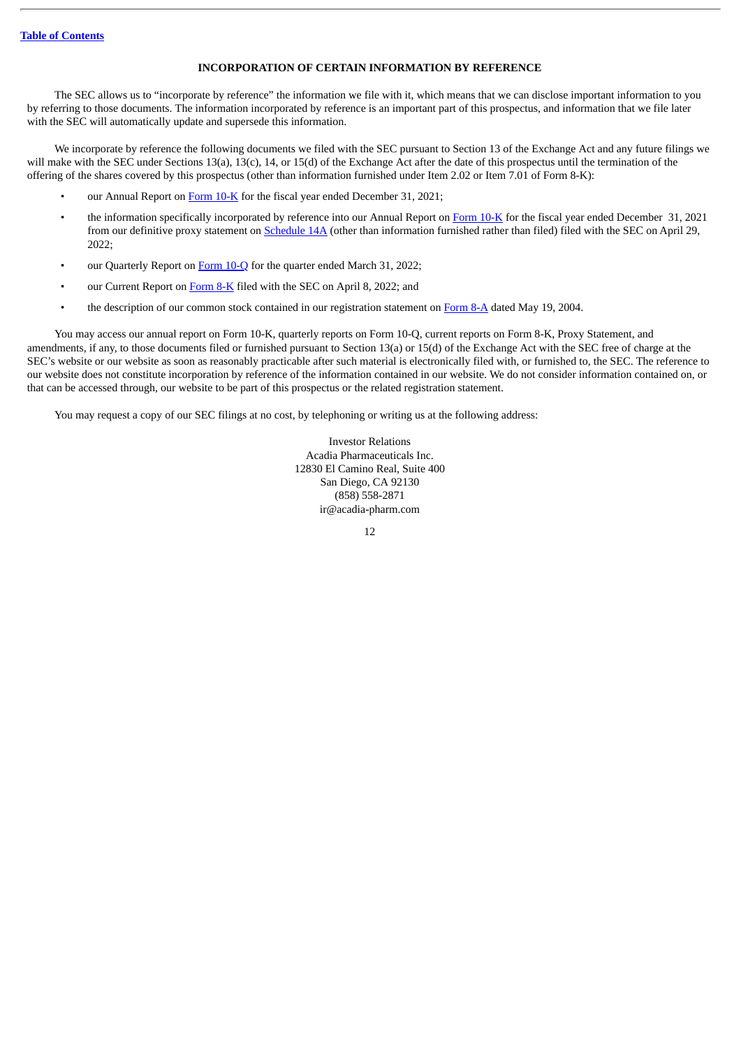## INCORPORATION OF CERTAIN INFORMATION BY REFERENCE

The SEC allows us to "incorporate by reference" the information we file with it, which means that we can disclose important information to you by referring to those documents. The information incorporated by reference is an important part of this prospectus, and information that we file later with the SEC will automatically update and supersede this information.

We incorporate by reference the following documents we filed with the SEC pursuant to Section 13 of the Exchange Act and any future filings we will make with the SEC under Sections 13(a), 13(c), 14, or 15(d) of the Exchange Act after the date of this prospectus until the termination of the offering of the shares covered by this prospectus (other than information furnished under Item 2.02 or Item 7.01 of Form 8-K):

- our Annual Report on Form 10-K for the fiscal year ended December 31, 2021;
- the information specifically incorporated by reference into our Annual Report on Form 10-K for the fiscal year ended December 31, 2021 from our definitive proxy statement on Schedule 14A (other than information furnished rather than filed) filed with the SEC on April 29, 2022;
- our Quarterly Report on Form 10-Q for the quarter ended March 31, 2022;
- our Current Report on Form 8-K filed with the SEC on April 8, 2022; and
- the description of our common stock contained in our registration statement on Form 8-A dated May 19, 2004.

You may access our annual report on Form 10-K, quarterly reports on Form 10-Q, current reports on Form 8-K, Proxy Statement, and amendments, if any, to those documents filed or furnished pursuant to Section 13(a) or 15(d) of the Exchange Act with the SEC free of charge at the SEC's website or our website as soon as reasonably practicable after such material is electronically filed with, or furnished to, the SEC. The reference to our website does not constitute incorporation by reference of the information contained in our website. We do not consider information contained on, or that can be accessed through, our website to be part of this prospectus or the related registration statement.

You may request a copy of our SEC filings at no cost, by telephoning or writing us at the following address:

Investor Relations
Acadia Pharmaceuticals Inc.
12830 El Camino Real, Suite 400
San Diego, CA 92130
(858) 558-2871
ir@acadia-pharm.com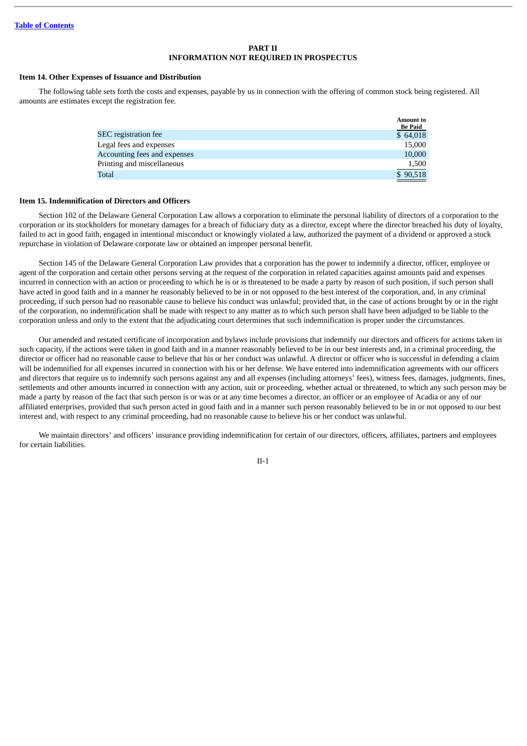[Table of Contents](#)

# PART II
# INFORMATION NOT REQUIRED IN PROSPECTUS

### Item 14. Other Expenses of Issuance and Distribution

The following table sets forth the costs and expenses, payable by us in connection with the offering of common stock being registered. All amounts are estimates except the registration fee.

| | Amount to Be Paid |
|---|---|
| SEC registration fee | $ 64,018 |
| Legal fees and expenses | 15,000 |
| Accounting fees and expenses | 10,000 |
| Printing and miscellaneous | 1,500 |
| Total | $ 90,518 |

### Item 15. Indemnification of Directors and Officers

Section 102 of the Delaware General Corporation Law allows a corporation to eliminate the personal liability of directors of a corporation to the corporation or its stockholders for monetary damages for a breach of fiduciary duty as a director, except where the director breached his duty of loyalty, failed to act in good faith, engaged in intentional misconduct or knowingly violated a law, authorized the payment of a dividend or approved a stock repurchase in violation of Delaware corporate law or obtained an improper personal benefit.

Section 145 of the Delaware General Corporation Law provides that a corporation has the power to indemnify a director, officer, employee or agent of the corporation and certain other persons serving at the request of the corporation in related capacities against amounts paid and expenses incurred in connection with an action or proceeding to which he is or is threatened to be made a party by reason of such position, if such person shall have acted in good faith and in a manner he reasonably believed to be in or not opposed to the best interest of the corporation, and, in any criminal proceeding, if such person had no reasonable cause to believe his conduct was unlawful; provided that, in the case of actions brought by or in the right of the corporation, no indemnification shall be made with respect to any matter as to which such person shall have been adjudged to be liable to the corporation unless and only to the extent that the adjudicating court determines that such indemnification is proper under the circumstances.

Our amended and restated certificate of incorporation and bylaws include provisions that indemnify our directors and officers for actions taken in such capacity, if the actions were taken in good faith and in a manner reasonably believed to be in our best interests and, in a criminal proceeding, the director or officer had no reasonable cause to believe that his or her conduct was unlawful. A director or officer who is successful in defending a claim will be indemnified for all expenses incurred in connection with his or her defense. We have entered into indemnification agreements with our officers and directors that require us to indemnify such persons against any and all expenses (including attorneys' fees), witness fees, damages, judgments, fines, settlements and other amounts incurred in connection with any action, suit or proceeding, whether actual or threatened, to which any such person may be made a party by reason of the fact that such person is or was or at any time becomes a director, an officer or an employee of Acadia or any of our affiliated enterprises, provided that such person acted in good faith and in a manner such person reasonably believed to be in or not opposed to our best interest and, with respect to any criminal proceeding, had no reasonable cause to believe his or her conduct was unlawful.

We maintain directors' and officers' insurance providing indemnification for certain of our directors, officers, affiliates, partners and employees for certain liabilities.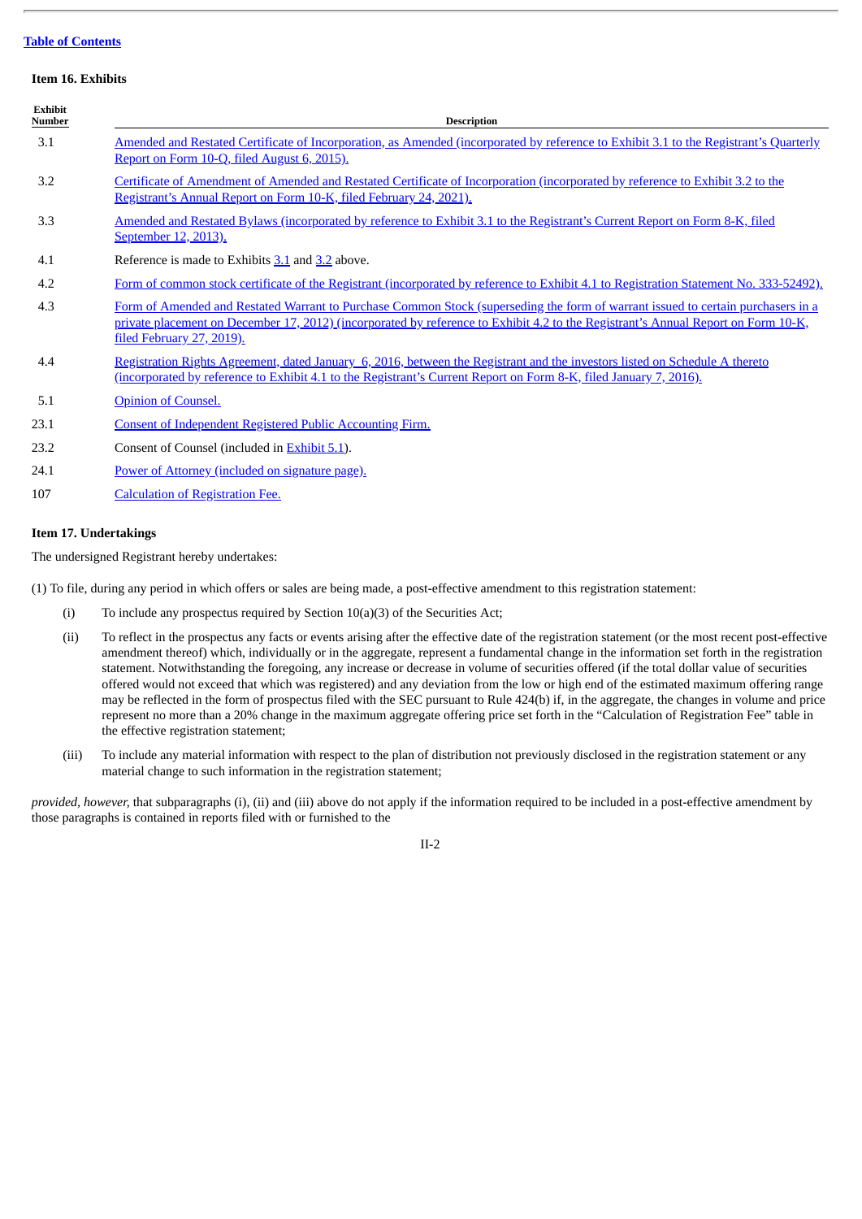### Item 16. Exhibits

| Exhibit Number | Description |
|---|---|
| 3.1 | Amended and Restated Certificate of Incorporation, as Amended (incorporated by reference to Exhibit 3.1 to the Registrant's Quarterly Report on Form 10-Q, filed August 6, 2015). |
| 3.2 | Certificate of Amendment of Amended and Restated Certificate of Incorporation (incorporated by reference to Exhibit 3.2 to the Registrant's Annual Report on Form 10-K, filed February 24, 2021). |
| 3.3 | Amended and Restated Bylaws (incorporated by reference to Exhibit 3.1 to the Registrant's Current Report on Form 8-K, filed September 12, 2013). |
| 4.1 | Reference is made to Exhibits 3.1 and 3.2 above. |
| 4.2 | Form of common stock certificate of the Registrant (incorporated by reference to Exhibit 4.1 to Registration Statement No. 333-52492). |
| 4.3 | Form of Amended and Restated Warrant to Purchase Common Stock (superseding the form of warrant issued to certain purchasers in a private placement on December 17, 2012) (incorporated by reference to Exhibit 4.2 to the Registrant's Annual Report on Form 10-K, filed February 27, 2019). |
| 4.4 | Registration Rights Agreement, dated January 6, 2016, between the Registrant and the investors listed on Schedule A thereto (incorporated by reference to Exhibit 4.1 to the Registrant's Current Report on Form 8-K, filed January 7, 2016). |
| 5.1 | Opinion of Counsel. |
| 23.1 | Consent of Independent Registered Public Accounting Firm. |
| 23.2 | Consent of Counsel (included in Exhibit 5.1). |
| 24.1 | Power of Attorney (included on signature page). |
| 107 | Calculation of Registration Fee. |

### Item 17. Undertakings

The undersigned Registrant hereby undertakes:

(1) To file, during any period in which offers or sales are being made, a post-effective amendment to this registration statement:

(i) To include any prospectus required by Section 10(a)(3) of the Securities Act;

(ii) To reflect in the prospectus any facts or events arising after the effective date of the registration statement (or the most recent post-effective amendment thereof) which, individually or in the aggregate, represent a fundamental change in the information set forth in the registration statement. Notwithstanding the foregoing, any increase or decrease in volume of securities offered (if the total dollar value of securities offered would not exceed that which was registered) and any deviation from the low or high end of the estimated maximum offering range may be reflected in the form of prospectus filed with the SEC pursuant to Rule 424(b) if, in the aggregate, the changes in volume and price represent no more than a 20% change in the maximum aggregate offering price set forth in the "Calculation of Registration Fee" table in the effective registration statement;

(iii) To include any material information with respect to the plan of distribution not previously disclosed in the registration statement or any material change to such information in the registration statement;

*provided, however,* that subparagraphs (i), (ii) and (iii) above do not apply if the information required to be included in a post-effective amendment by those paragraphs is contained in reports filed with or furnished to the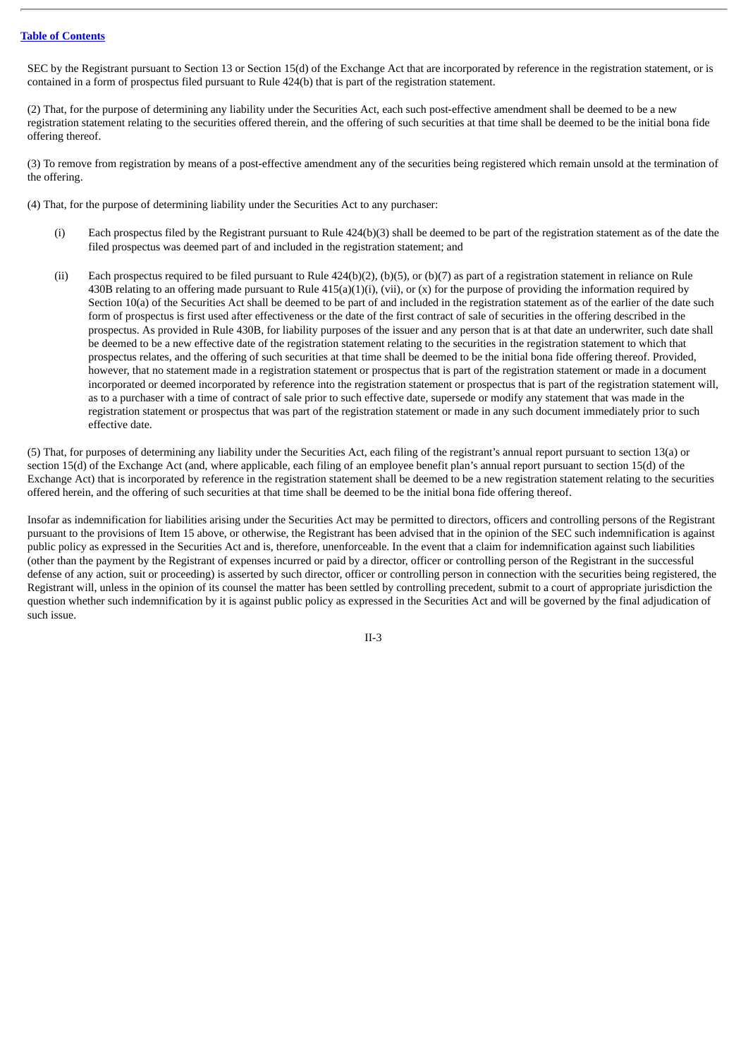SEC by the Registrant pursuant to Section 13 or Section 15(d) of the Exchange Act that are incorporated by reference in the registration statement, or is contained in a form of prospectus filed pursuant to Rule 424(b) that is part of the registration statement.

(2) That, for the purpose of determining any liability under the Securities Act, each such post-effective amendment shall be deemed to be a new registration statement relating to the securities offered therein, and the offering of such securities at that time shall be deemed to be the initial bona fide offering thereof.

(3) To remove from registration by means of a post-effective amendment any of the securities being registered which remain unsold at the termination of the offering.

(4) That, for the purpose of determining liability under the Securities Act to any purchaser:

(i) Each prospectus filed by the Registrant pursuant to Rule 424(b)(3) shall be deemed to be part of the registration statement as of the date the filed prospectus was deemed part of and included in the registration statement; and

(ii) Each prospectus required to be filed pursuant to Rule 424(b)(2), (b)(5), or (b)(7) as part of a registration statement in reliance on Rule 430B relating to an offering made pursuant to Rule 415(a)(1)(i), (vii), or (x) for the purpose of providing the information required by Section 10(a) of the Securities Act shall be deemed to be part of and included in the registration statement as of the earlier of the date such form of prospectus is first used after effectiveness or the date of the first contract of sale of securities in the offering described in the prospectus. As provided in Rule 430B, for liability purposes of the issuer and any person that is at that date an underwriter, such date shall be deemed to be a new effective date of the registration statement relating to the securities in the registration statement to which that prospectus relates, and the offering of such securities at that time shall be deemed to be the initial bona fide offering thereof. Provided, however, that no statement made in a registration statement or prospectus that is part of the registration statement or made in a document incorporated or deemed incorporated by reference into the registration statement or prospectus that is part of the registration statement will, as to a purchaser with a time of contract of sale prior to such effective date, supersede or modify any statement that was made in the registration statement or prospectus that was part of the registration statement or made in any such document immediately prior to such effective date.

(5) That, for purposes of determining any liability under the Securities Act, each filing of the registrant's annual report pursuant to section 13(a) or section 15(d) of the Exchange Act (and, where applicable, each filing of an employee benefit plan's annual report pursuant to section 15(d) of the Exchange Act) that is incorporated by reference in the registration statement shall be deemed to be a new registration statement relating to the securities offered herein, and the offering of such securities at that time shall be deemed to be the initial bona fide offering thereof.

Insofar as indemnification for liabilities arising under the Securities Act may be permitted to directors, officers and controlling persons of the Registrant pursuant to the provisions of Item 15 above, or otherwise, the Registrant has been advised that in the opinion of the SEC such indemnification is against public policy as expressed in the Securities Act and is, therefore, unenforceable. In the event that a claim for indemnification against such liabilities (other than the payment by the Registrant of expenses incurred or paid by a director, officer or controlling person of the Registrant in the successful defense of any action, suit or proceeding) is asserted by such director, officer or controlling person in connection with the securities being registered, the Registrant will, unless in the opinion of its counsel the matter has been settled by controlling precedent, submit to a court of appropriate jurisdiction the question whether such indemnification by it is against public policy as expressed in the Securities Act and will be governed by the final adjudication of such issue.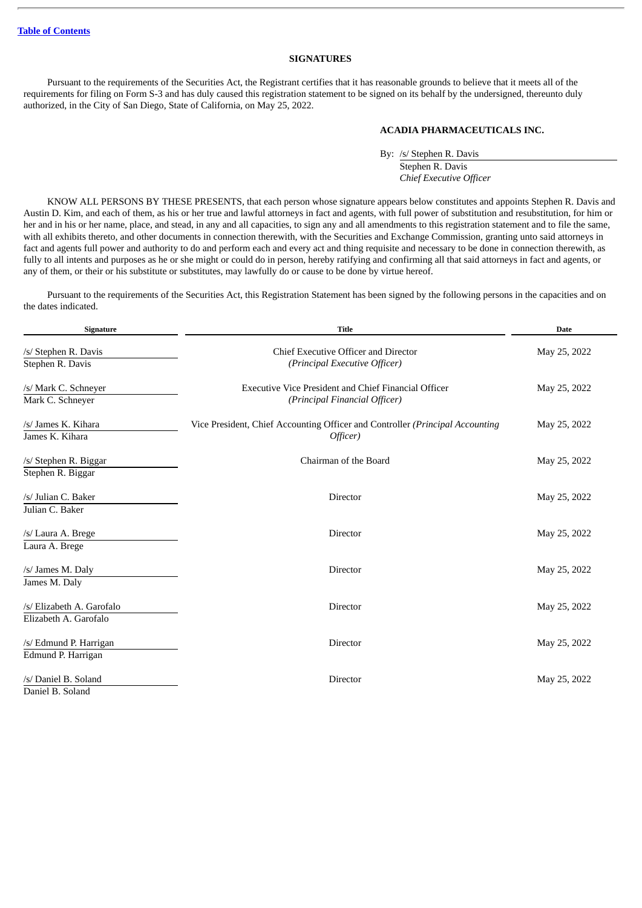[Table of Contents](#)

## SIGNATURES

Pursuant to the requirements of the Securities Act, the Registrant certifies that it has reasonable grounds to believe that it meets all of the requirements for filing on Form S-3 and has duly caused this registration statement to be signed on its behalf by the undersigned, thereunto duly authorized, in the City of San Diego, State of California, on May 25, 2022.

**ACADIA PHARMACEUTICALS INC.**

By: /s/ Stephen R. Davis
Stephen R. Davis
*Chief Executive Officer*

KNOW ALL PERSONS BY THESE PRESENTS, that each person whose signature appears below constitutes and appoints Stephen R. Davis and Austin D. Kim, and each of them, as his or her true and lawful attorneys in fact and agents, with full power of substitution and resubstitution, for him or her and in his or her name, place, and stead, in any and all capacities, to sign any and all amendments to this registration statement and to file the same, with all exhibits thereto, and other documents in connection therewith, with the Securities and Exchange Commission, granting unto said attorneys in fact and agents full power and authority to do and perform each and every act and thing requisite and necessary to be done in connection therewith, as fully to all intents and purposes as he or she might or could do in person, hereby ratifying and confirming all that said attorneys in fact and agents, or any of them, or their or his substitute or substitutes, may lawfully do or cause to be done by virtue hereof.

Pursuant to the requirements of the Securities Act, this Registration Statement has been signed by the following persons in the capacities and on the dates indicated.

| Signature | Title | Date |
|---|---|---|
| /s/ Stephen R. Davis<br>Stephen R. Davis | Chief Executive Officer and Director<br>*(Principal Executive Officer)* | May 25, 2022 |
| /s/ Mark C. Schneyer<br>Mark C. Schneyer | Executive Vice President and Chief Financial Officer<br>*(Principal Financial Officer)* | May 25, 2022 |
| /s/ James K. Kihara<br>James K. Kihara | Vice President, Chief Accounting Officer and Controller *(Principal Accounting Officer)* | May 25, 2022 |
| /s/ Stephen R. Biggar<br>Stephen R. Biggar | Chairman of the Board | May 25, 2022 |
| /s/ Julian C. Baker<br>Julian C. Baker | Director | May 25, 2022 |
| /s/ Laura A. Brege<br>Laura A. Brege | Director | May 25, 2022 |
| /s/ James M. Daly<br>James M. Daly | Director | May 25, 2022 |
| /s/ Elizabeth A. Garofalo<br>Elizabeth A. Garofalo | Director | May 25, 2022 |
| /s/ Edmund P. Harrigan<br>Edmund P. Harrigan | Director | May 25, 2022 |
| /s/ Daniel B. Soland<br>Daniel B. Soland | Director | May 25, 2022 |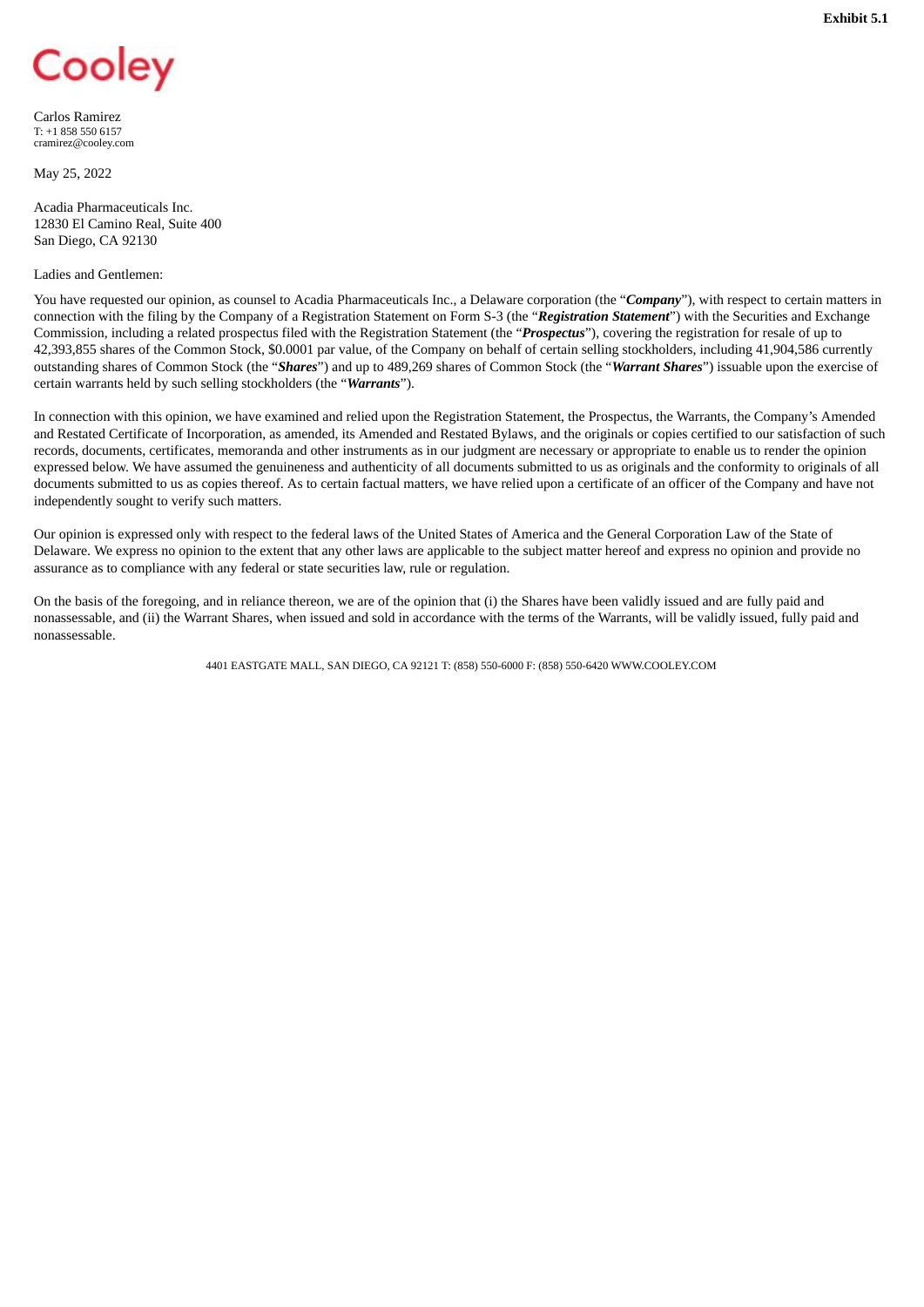**Exhibit 5.1**

Cooley

Carlos Ramirez
T: +1 858 550 6157
cramirez@cooley.com

May 25, 2022

Acadia Pharmaceuticals Inc.
12830 El Camino Real, Suite 400
San Diego, CA 92130

Ladies and Gentlemen:

You have requested our opinion, as counsel to Acadia Pharmaceuticals Inc., a Delaware corporation (the "***Company***"), with respect to certain matters in connection with the filing by the Company of a Registration Statement on Form S-3 (the "***Registration Statement***") with the Securities and Exchange Commission, including a related prospectus filed with the Registration Statement (the "***Prospectus***"), covering the registration for resale of up to 42,393,855 shares of the Common Stock, $0.0001 par value, of the Company on behalf of certain selling stockholders, including 41,904,586 currently outstanding shares of Common Stock (the "***Shares***") and up to 489,269 shares of Common Stock (the "***Warrant Shares***") issuable upon the exercise of certain warrants held by such selling stockholders (the "***Warrants***").

In connection with this opinion, we have examined and relied upon the Registration Statement, the Prospectus, the Warrants, the Company's Amended and Restated Certificate of Incorporation, as amended, its Amended and Restated Bylaws, and the originals or copies certified to our satisfaction of such records, documents, certificates, memoranda and other instruments as in our judgment are necessary or appropriate to enable us to render the opinion expressed below. We have assumed the genuineness and authenticity of all documents submitted to us as originals and the conformity to originals of all documents submitted to us as copies thereof. As to certain factual matters, we have relied upon a certificate of an officer of the Company and have not independently sought to verify such matters.

Our opinion is expressed only with respect to the federal laws of the United States of America and the General Corporation Law of the State of Delaware. We express no opinion to the extent that any other laws are applicable to the subject matter hereof and express no opinion and provide no assurance as to compliance with any federal or state securities law, rule or regulation.

On the basis of the foregoing, and in reliance thereon, we are of the opinion that (i) the Shares have been validly issued and are fully paid and nonassessable, and (ii) the Warrant Shares, when issued and sold in accordance with the terms of the Warrants, will be validly issued, fully paid and nonassessable.

4401 EASTGATE MALL, SAN DIEGO, CA 92121 T: (858) 550-6000 F: (858) 550-6420 WWW.COOLEY.COM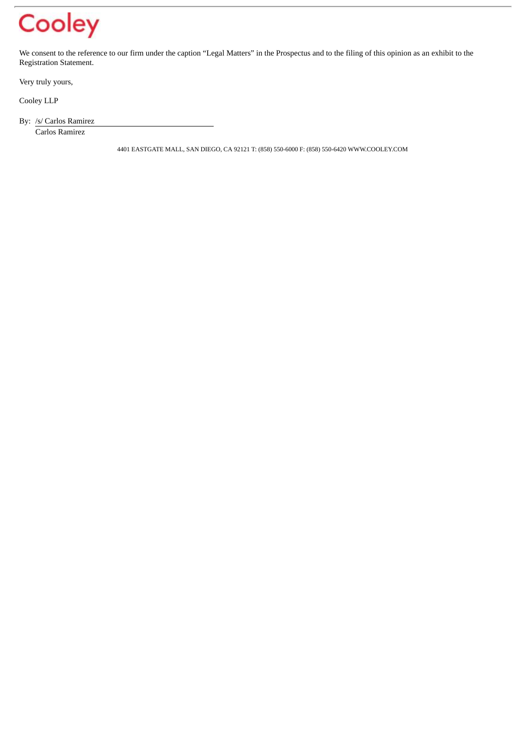Cooley

We consent to the reference to our firm under the caption "Legal Matters" in the Prospectus and to the filing of this opinion as an exhibit to the Registration Statement.

Very truly yours,

Cooley LLP

By: /s/ Carlos Ramirez
Carlos Ramirez

4401 EASTGATE MALL, SAN DIEGO, CA 92121 T: (858) 550-6000 F: (858) 550-6420 WWW.COOLEY.COM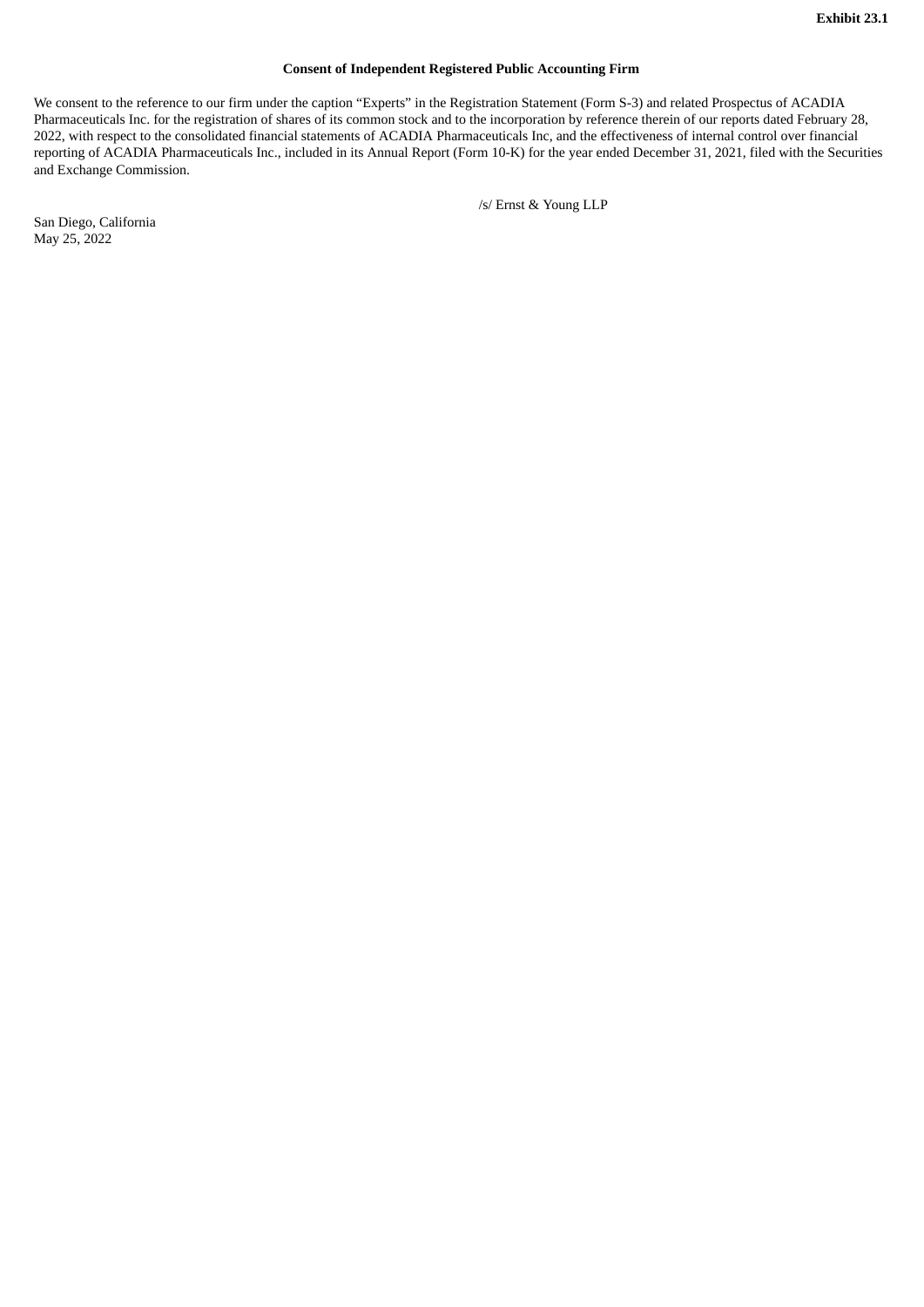**Exhibit 23.1**

**Consent of Independent Registered Public Accounting Firm**

We consent to the reference to our firm under the caption "Experts" in the Registration Statement (Form S-3) and related Prospectus of ACADIA Pharmaceuticals Inc. for the registration of shares of its common stock and to the incorporation by reference therein of our reports dated February 28, 2022, with respect to the consolidated financial statements of ACADIA Pharmaceuticals Inc, and the effectiveness of internal control over financial reporting of ACADIA Pharmaceuticals Inc., included in its Annual Report (Form 10-K) for the year ended December 31, 2021, filed with the Securities and Exchange Commission.

/s/ Ernst & Young LLP

San Diego, California
May 25, 2022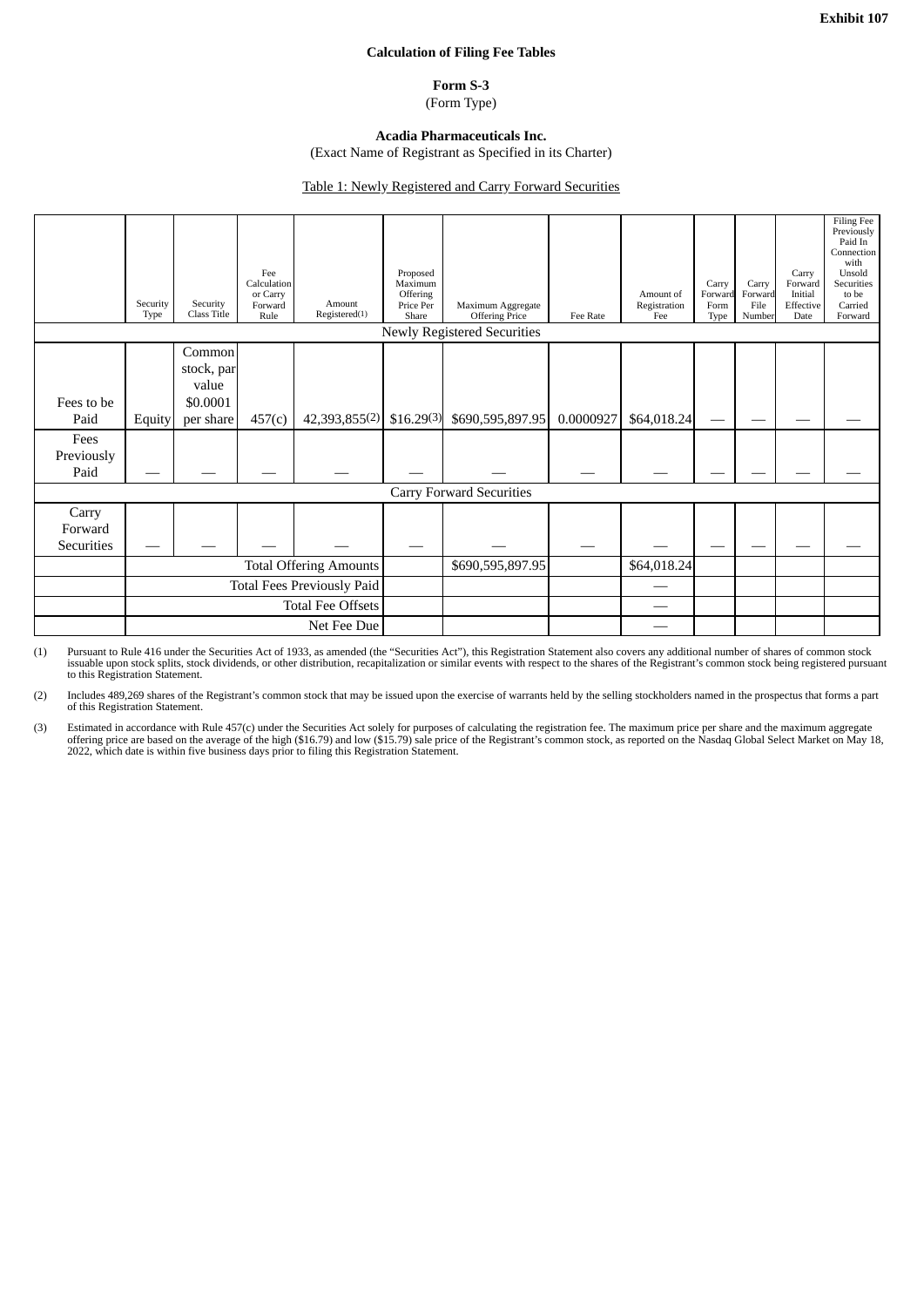**Exhibit 107**

**Calculation of Filing Fee Tables**

**Form S-3**
(Form Type)

**Acadia Pharmaceuticals Inc.**
(Exact Name of Registrant as Specified in its Charter)

Table 1: Newly Registered and Carry Forward Securities

| | Security Type | Security Class Title | Fee Calculation or Carry Forward Rule | Amount Registered(1) | Proposed Maximum Offering Price Per Share | Maximum Aggregate Offering Price | Fee Rate | Amount of Registration Fee | Carry Forward Form Type | Carry Forward File Number | Carry Forward Initial Effective Date | Filing Fee Previously Paid In Connection with Unsold Securities to be Carried Forward |
|---|---|---|---|---|---|---|---|---|---|---|---|---|
| Newly Registered Securities | | | | | | | | | | | | |
| Fees to be Paid | Equity | Common stock, par value $0.0001 per share | 457(c) | 42,393,855(2) | $16.29(3) | $690,595,897.95 | 0.0000927 | $64,018.24 | — | — | — | — |
| Fees Previously Paid | — | — | — | — | — | — | — | — | — | — | — | — |
| Carry Forward Securities | | | | | | | | | | | | |
| Carry Forward Securities | — | — | — | — | — | — | — | — | — | — | — | — |
| | Total Offering Amounts | | | | | $690,595,897.95 | | $64,018.24 | | | | |
| | Total Fees Previously Paid | | | | | | | — | | | | |
| | Total Fee Offsets | | | | | | | — | | | | |
| | Net Fee Due | | | | | | | — | | | | |

(1) Pursuant to Rule 416 under the Securities Act of 1933, as amended (the "Securities Act"), this Registration Statement also covers any additional number of shares of common stock issuable upon stock splits, stock dividends, or other distribution, recapitalization or similar events with respect to the shares of the Registrant's common stock being registered pursuant to this Registration Statement.

(2) Includes 489,269 shares of the Registrant's common stock that may be issued upon the exercise of warrants held by the selling stockholders named in the prospectus that forms a part of this Registration Statement.

(3) Estimated in accordance with Rule 457(c) under the Securities Act solely for purposes of calculating the registration fee. The maximum price per share and the maximum aggregate offering price are based on the average of the high ($16.79) and low ($15.79) sale price of the Registrant's common stock, as reported on the Nasdaq Global Select Market on May 18, 2022, which date is within five business days prior to filing this Registration Statement.